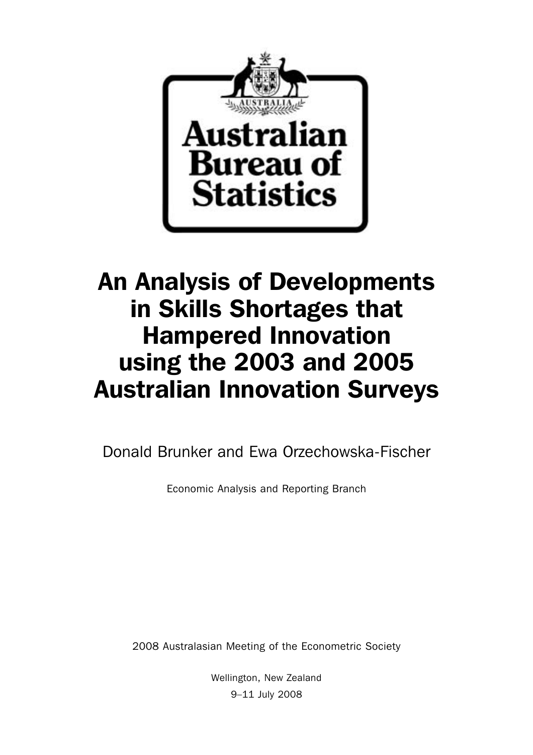Australian Bureau of Statistics

# An Analysis of Developments in Skills Shortages that Hampered Innovation using the 2003 and 2005 Australian Innovation Surveys

Donald Brunker and Ewa Orzechowska-Fischer

Economic Analysis and Reporting Branch

2008 Australasian Meeting of the Econometric Society

Wellington, New Zealand

9–11 July 2008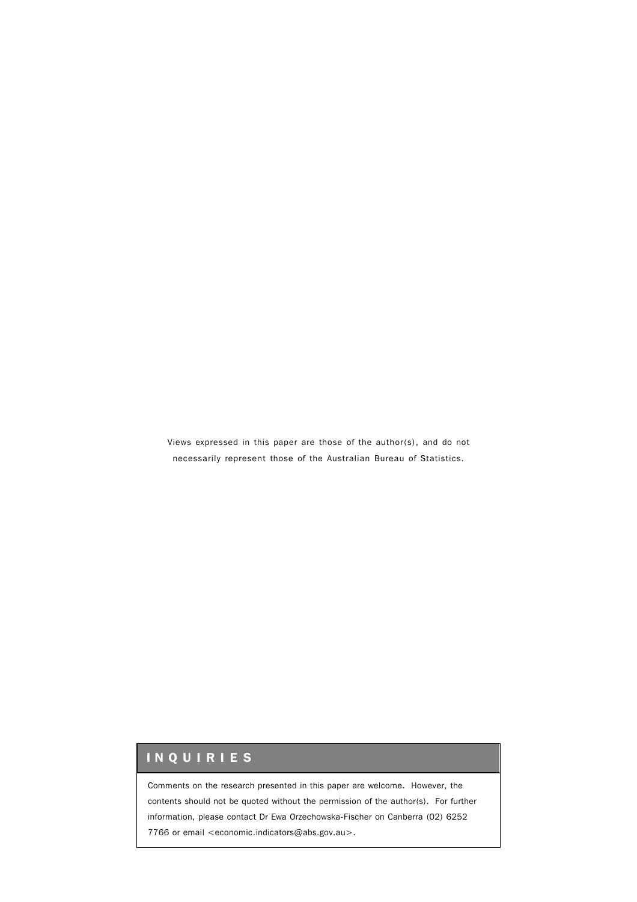Views expressed in this paper are those of the author(s), and do not necessarily represent those of the Australian Bureau of Statistics.

## INQUIRIES

Comments on the research presented in this paper are welcome. However, the contents should not be quoted without the permission of the author(s). For further information, please contact Dr Ewa Orzechowska-Fischer on Canberra (02) 6252 7766 or email <economic.indicators@abs.gov.au>.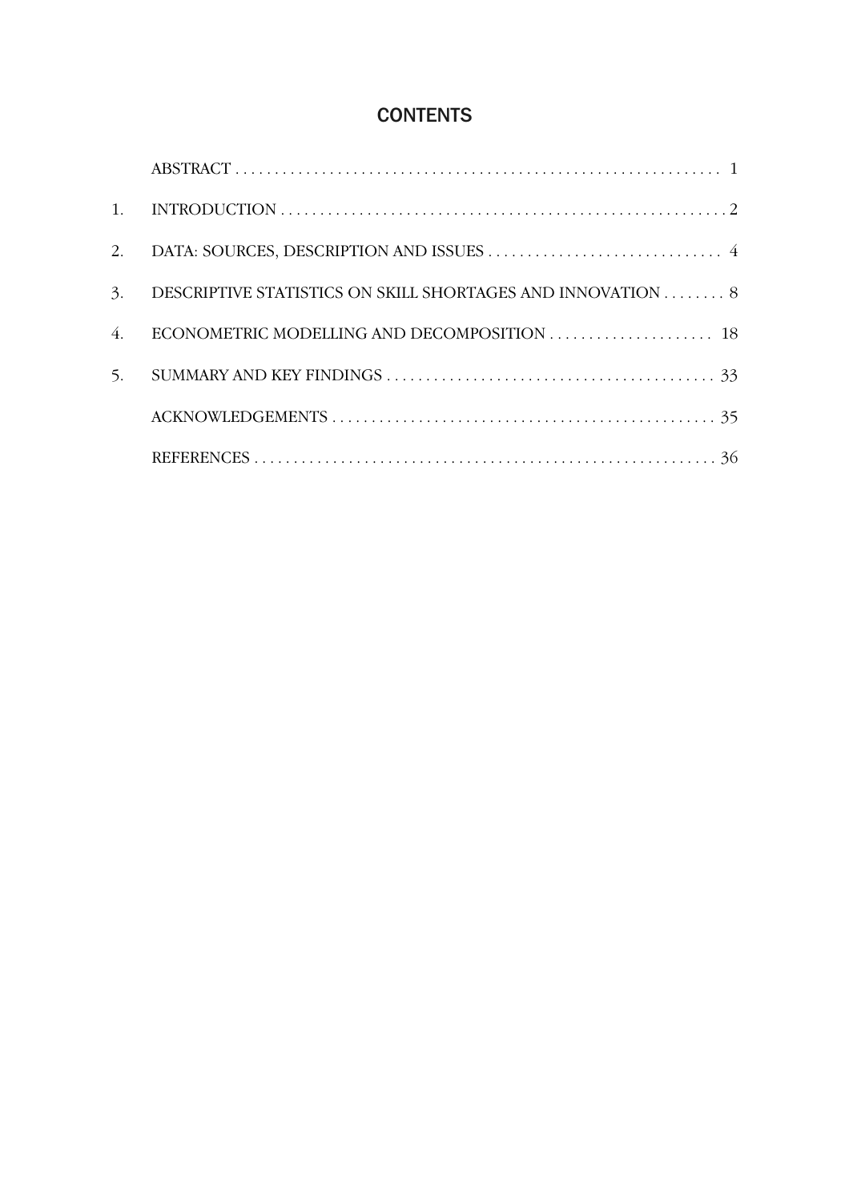# CONTENTS

| | | |
|---|---|---|
| | ABSTRACT | 1 |
| 1. | INTRODUCTION | 2 |
| 2. | DATA: SOURCES, DESCRIPTION AND ISSUES | 4 |
| 3. | DESCRIPTIVE STATISTICS ON SKILL SHORTAGES AND INNOVATION | 8 |
| 4. | ECONOMETRIC MODELLING AND DECOMPOSITION | 18 |
| 5. | SUMMARY AND KEY FINDINGS | 33 |
| | ACKNOWLEDGEMENTS | 35 |
| | REFERENCES | 36 |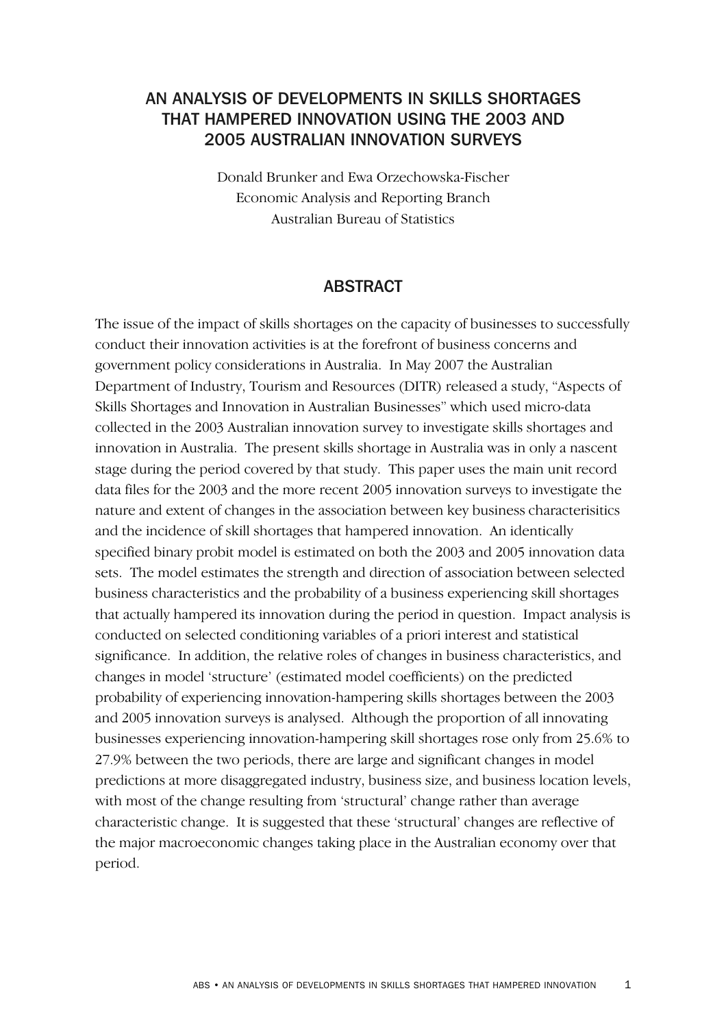# AN ANALYSIS OF DEVELOPMENTS IN SKILLS SHORTAGES THAT HAMPERED INNOVATION USING THE 2003 AND 2005 AUSTRALIAN INNOVATION SURVEYS

Donald Brunker and Ewa Orzechowska-Fischer
Economic Analysis and Reporting Branch
Australian Bureau of Statistics

## ABSTRACT

The issue of the impact of skills shortages on the capacity of businesses to successfully conduct their innovation activities is at the forefront of business concerns and government policy considerations in Australia. In May 2007 the Australian Department of Industry, Tourism and Resources (DITR) released a study, "Aspects of Skills Shortages and Innovation in Australian Businesses" which used micro-data collected in the 2003 Australian innovation survey to investigate skills shortages and innovation in Australia. The present skills shortage in Australia was in only a nascent stage during the period covered by that study. This paper uses the main unit record data files for the 2003 and the more recent 2005 innovation surveys to investigate the nature and extent of changes in the association between key business characterisitics and the incidence of skill shortages that hampered innovation. An identically specified binary probit model is estimated on both the 2003 and 2005 innovation data sets. The model estimates the strength and direction of association between selected business characteristics and the probability of a business experiencing skill shortages that actually hampered its innovation during the period in question. Impact analysis is conducted on selected conditioning variables of a priori interest and statistical significance. In addition, the relative roles of changes in business characteristics, and changes in model 'structure' (estimated model coefficients) on the predicted probability of experiencing innovation-hampering skills shortages between the 2003 and 2005 innovation surveys is analysed. Although the proportion of all innovating businesses experiencing innovation-hampering skill shortages rose only from 25.6% to 27.9% between the two periods, there are large and significant changes in model predictions at more disaggregated industry, business size, and business location levels, with most of the change resulting from 'structural' change rather than average characteristic change. It is suggested that these 'structural' changes are reflective of the major macroeconomic changes taking place in the Australian economy over that period.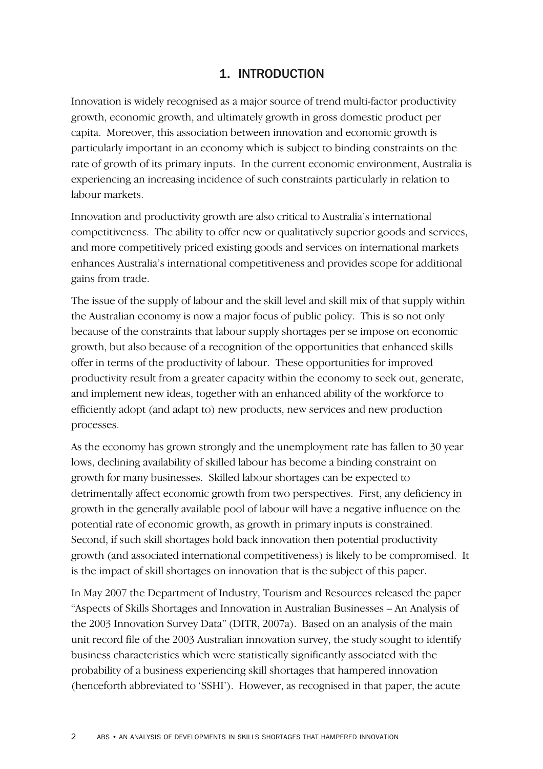# 1. INTRODUCTION

Innovation is widely recognised as a major source of trend multi-factor productivity growth, economic growth, and ultimately growth in gross domestic product per capita. Moreover, this association between innovation and economic growth is particularly important in an economy which is subject to binding constraints on the rate of growth of its primary inputs. In the current economic environment, Australia is experiencing an increasing incidence of such constraints particularly in relation to labour markets.

Innovation and productivity growth are also critical to Australia's international competitiveness. The ability to offer new or qualitatively superior goods and services, and more competitively priced existing goods and services on international markets enhances Australia's international competitiveness and provides scope for additional gains from trade.

The issue of the supply of labour and the skill level and skill mix of that supply within the Australian economy is now a major focus of public policy. This is so not only because of the constraints that labour supply shortages per se impose on economic growth, but also because of a recognition of the opportunities that enhanced skills offer in terms of the productivity of labour. These opportunities for improved productivity result from a greater capacity within the economy to seek out, generate, and implement new ideas, together with an enhanced ability of the workforce to efficiently adopt (and adapt to) new products, new services and new production processes.

As the economy has grown strongly and the unemployment rate has fallen to 30 year lows, declining availability of skilled labour has become a binding constraint on growth for many businesses. Skilled labour shortages can be expected to detrimentally affect economic growth from two perspectives. First, any deficiency in growth in the generally available pool of labour will have a negative influence on the potential rate of economic growth, as growth in primary inputs is constrained. Second, if such skill shortages hold back innovation then potential productivity growth (and associated international competitiveness) is likely to be compromised. It is the impact of skill shortages on innovation that is the subject of this paper.

In May 2007 the Department of Industry, Tourism and Resources released the paper "Aspects of Skills Shortages and Innovation in Australian Businesses – An Analysis of the 2003 Innovation Survey Data" (DITR, 2007a). Based on an analysis of the main unit record file of the 2003 Australian innovation survey, the study sought to identify business characteristics which were statistically significantly associated with the probability of a business experiencing skill shortages that hampered innovation (henceforth abbreviated to 'SSHI'). However, as recognised in that paper, the acute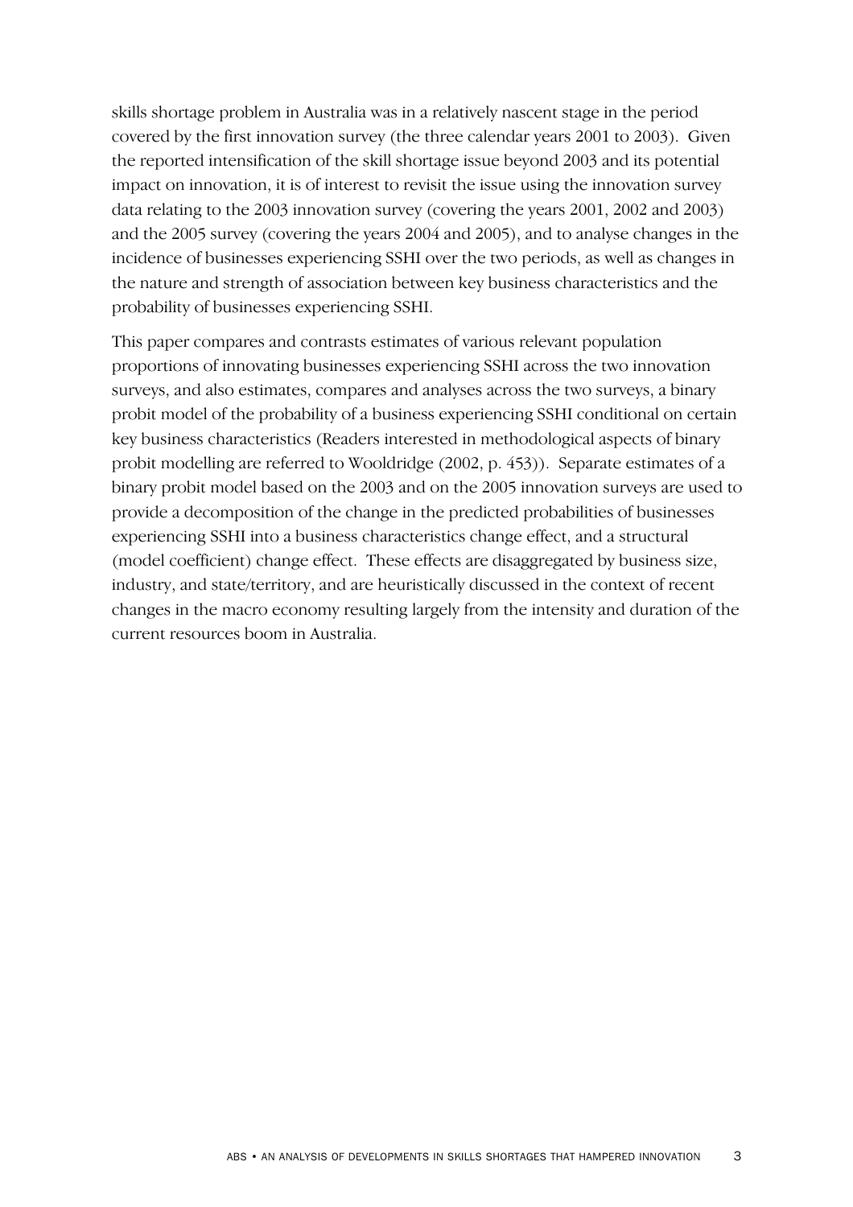skills shortage problem in Australia was in a relatively nascent stage in the period covered by the first innovation survey (the three calendar years 2001 to 2003). Given the reported intensification of the skill shortage issue beyond 2003 and its potential impact on innovation, it is of interest to revisit the issue using the innovation survey data relating to the 2003 innovation survey (covering the years 2001, 2002 and 2003) and the 2005 survey (covering the years 2004 and 2005), and to analyse changes in the incidence of businesses experiencing SSHI over the two periods, as well as changes in the nature and strength of association between key business characteristics and the probability of businesses experiencing SSHI.

This paper compares and contrasts estimates of various relevant population proportions of innovating businesses experiencing SSHI across the two innovation surveys, and also estimates, compares and analyses across the two surveys, a binary probit model of the probability of a business experiencing SSHI conditional on certain key business characteristics (Readers interested in methodological aspects of binary probit modelling are referred to Wooldridge (2002, p. 453)). Separate estimates of a binary probit model based on the 2003 and on the 2005 innovation surveys are used to provide a decomposition of the change in the predicted probabilities of businesses experiencing SSHI into a business characteristics change effect, and a structural (model coefficient) change effect. These effects are disaggregated by business size, industry, and state/territory, and are heuristically discussed in the context of recent changes in the macro economy resulting largely from the intensity and duration of the current resources boom in Australia.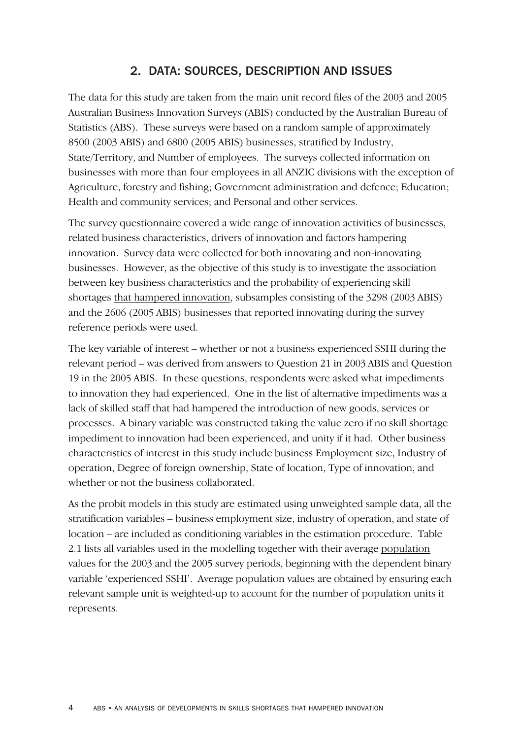## 2. DATA: SOURCES, DESCRIPTION AND ISSUES

The data for this study are taken from the main unit record files of the 2003 and 2005 Australian Business Innovation Surveys (ABIS) conducted by the Australian Bureau of Statistics (ABS). These surveys were based on a random sample of approximately 8500 (2003 ABIS) and 6800 (2005 ABIS) businesses, stratified by Industry, State/Territory, and Number of employees. The surveys collected information on businesses with more than four employees in all ANZIC divisions with the exception of Agriculture, forestry and fishing; Government administration and defence; Education; Health and community services; and Personal and other services.

The survey questionnaire covered a wide range of innovation activities of businesses, related business characteristics, drivers of innovation and factors hampering innovation. Survey data were collected for both innovating and non-innovating businesses. However, as the objective of this study is to investigate the association between key business characteristics and the probability of experiencing skill shortages <u>that hampered innovation</u>, subsamples consisting of the 3298 (2003 ABIS) and the 2606 (2005 ABIS) businesses that reported innovating during the survey reference periods were used.

The key variable of interest – whether or not a business experienced SSHI during the relevant period – was derived from answers to Question 21 in 2003 ABIS and Question 19 in the 2005 ABIS. In these questions, respondents were asked what impediments to innovation they had experienced. One in the list of alternative impediments was a lack of skilled staff that had hampered the introduction of new goods, services or processes. A binary variable was constructed taking the value zero if no skill shortage impediment to innovation had been experienced, and unity if it had. Other business characteristics of interest in this study include business Employment size, Industry of operation, Degree of foreign ownership, State of location, Type of innovation, and whether or not the business collaborated.

As the probit models in this study are estimated using unweighted sample data, all the stratification variables – business employment size, industry of operation, and state of location – are included as conditioning variables in the estimation procedure. Table 2.1 lists all variables used in the modelling together with their average <u>population</u> values for the 2003 and the 2005 survey periods, beginning with the dependent binary variable 'experienced SSHI'. Average population values are obtained by ensuring each relevant sample unit is weighted-up to account for the number of population units it represents.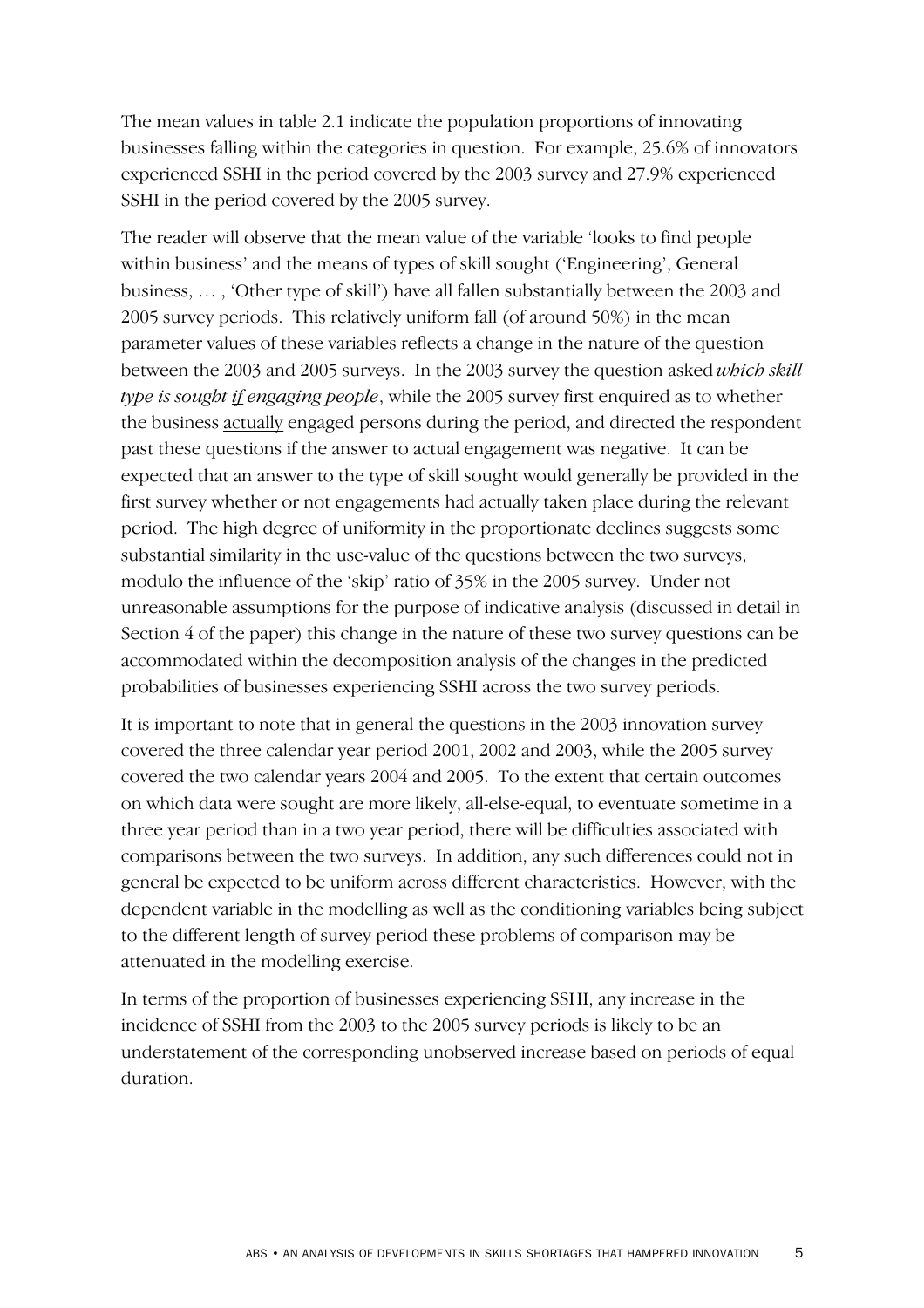The mean values in table 2.1 indicate the population proportions of innovating businesses falling within the categories in question. For example, 25.6% of innovators experienced SSHI in the period covered by the 2003 survey and 27.9% experienced SSHI in the period covered by the 2005 survey.

The reader will observe that the mean value of the variable 'looks to find people within business' and the means of types of skill sought ('Engineering', General business, … , 'Other type of skill') have all fallen substantially between the 2003 and 2005 survey periods. This relatively uniform fall (of around 50%) in the mean parameter values of these variables reflects a change in the nature of the question between the 2003 and 2005 surveys. In the 2003 survey the question asked *which skill type is sought if engaging people*, while the 2005 survey first enquired as to whether the business actually engaged persons during the period, and directed the respondent past these questions if the answer to actual engagement was negative. It can be expected that an answer to the type of skill sought would generally be provided in the first survey whether or not engagements had actually taken place during the relevant period. The high degree of uniformity in the proportionate declines suggests some substantial similarity in the use-value of the questions between the two surveys, modulo the influence of the 'skip' ratio of 35% in the 2005 survey. Under not unreasonable assumptions for the purpose of indicative analysis (discussed in detail in Section 4 of the paper) this change in the nature of these two survey questions can be accommodated within the decomposition analysis of the changes in the predicted probabilities of businesses experiencing SSHI across the two survey periods.

It is important to note that in general the questions in the 2003 innovation survey covered the three calendar year period 2001, 2002 and 2003, while the 2005 survey covered the two calendar years 2004 and 2005. To the extent that certain outcomes on which data were sought are more likely, all-else-equal, to eventuate sometime in a three year period than in a two year period, there will be difficulties associated with comparisons between the two surveys. In addition, any such differences could not in general be expected to be uniform across different characteristics. However, with the dependent variable in the modelling as well as the conditioning variables being subject to the different length of survey period these problems of comparison may be attenuated in the modelling exercise.

In terms of the proportion of businesses experiencing SSHI, any increase in the incidence of SSHI from the 2003 to the 2005 survey periods is likely to be an understatement of the corresponding unobserved increase based on periods of equal duration.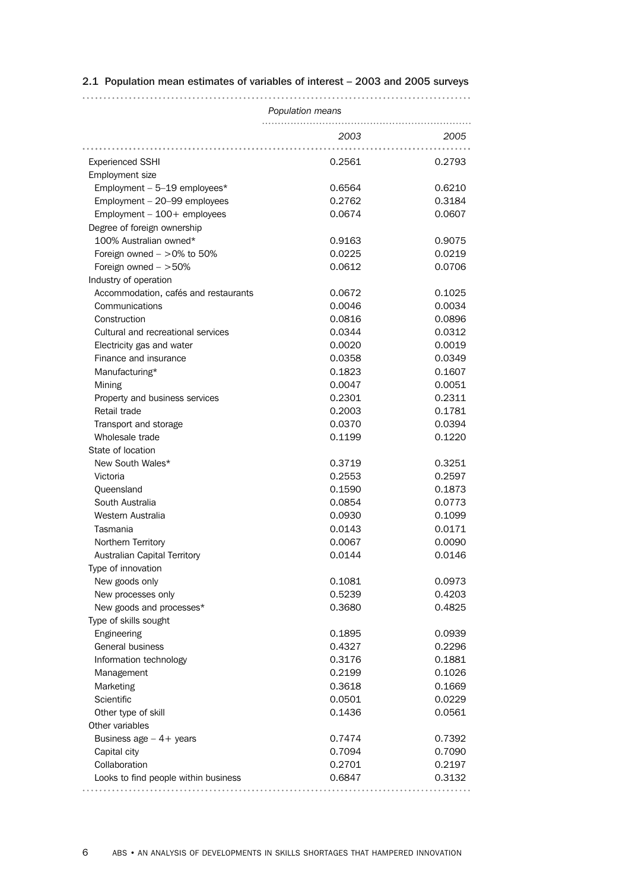### 2.1 Population mean estimates of variables of interest – 2003 and 2005 surveys

| | *Population means* | |
|---|---|---|
| | *2003* | *2005* |
| Experienced SSHI | 0.2561 | 0.2793 |
| Employment size | | |
| Employment – 5–19 employees* | 0.6564 | 0.6210 |
| Employment – 20–99 employees | 0.2762 | 0.3184 |
| Employment – 100+ employees | 0.0674 | 0.0607 |
| Degree of foreign ownership | | |
| 100% Australian owned* | 0.9163 | 0.9075 |
| Foreign owned – >0% to 50% | 0.0225 | 0.0219 |
| Foreign owned – >50% | 0.0612 | 0.0706 |
| Industry of operation | | |
| Accommodation, cafés and restaurants | 0.0672 | 0.1025 |
| Communications | 0.0046 | 0.0034 |
| Construction | 0.0816 | 0.0896 |
| Cultural and recreational services | 0.0344 | 0.0312 |
| Electricity gas and water | 0.0020 | 0.0019 |
| Finance and insurance | 0.0358 | 0.0349 |
| Manufacturing* | 0.1823 | 0.1607 |
| Mining | 0.0047 | 0.0051 |
| Property and business services | 0.2301 | 0.2311 |
| Retail trade | 0.2003 | 0.1781 |
| Transport and storage | 0.0370 | 0.0394 |
| Wholesale trade | 0.1199 | 0.1220 |
| State of location | | |
| New South Wales* | 0.3719 | 0.3251 |
| Victoria | 0.2553 | 0.2597 |
| Queensland | 0.1590 | 0.1873 |
| South Australia | 0.0854 | 0.0773 |
| Western Australia | 0.0930 | 0.1099 |
| Tasmania | 0.0143 | 0.0171 |
| Northern Territory | 0.0067 | 0.0090 |
| Australian Capital Territory | 0.0144 | 0.0146 |
| Type of innovation | | |
| New goods only | 0.1081 | 0.0973 |
| New processes only | 0.5239 | 0.4203 |
| New goods and processes* | 0.3680 | 0.4825 |
| Type of skills sought | | |
| Engineering | 0.1895 | 0.0939 |
| General business | 0.4327 | 0.2296 |
| Information technology | 0.3176 | 0.1881 |
| Management | 0.2199 | 0.1026 |
| Marketing | 0.3618 | 0.1669 |
| Scientific | 0.0501 | 0.0229 |
| Other type of skill | 0.1436 | 0.0561 |
| Other variables | | |
| Business age – 4+ years | 0.7474 | 0.7392 |
| Capital city | 0.7094 | 0.7090 |
| Collaboration | 0.2701 | 0.2197 |
| Looks to find people within business | 0.6847 | 0.3132 |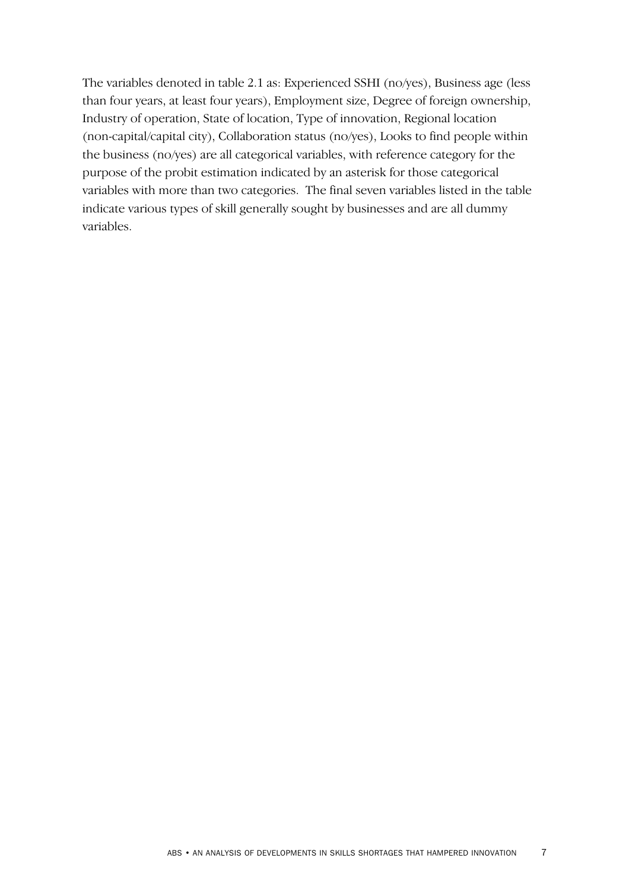The variables denoted in table 2.1 as: Experienced SSHI (no/yes), Business age (less than four years, at least four years), Employment size, Degree of foreign ownership, Industry of operation, State of location, Type of innovation, Regional location (non-capital/capital city), Collaboration status (no/yes), Looks to find people within the business (no/yes) are all categorical variables, with reference category for the purpose of the probit estimation indicated by an asterisk for those categorical variables with more than two categories. The final seven variables listed in the table indicate various types of skill generally sought by businesses and are all dummy variables.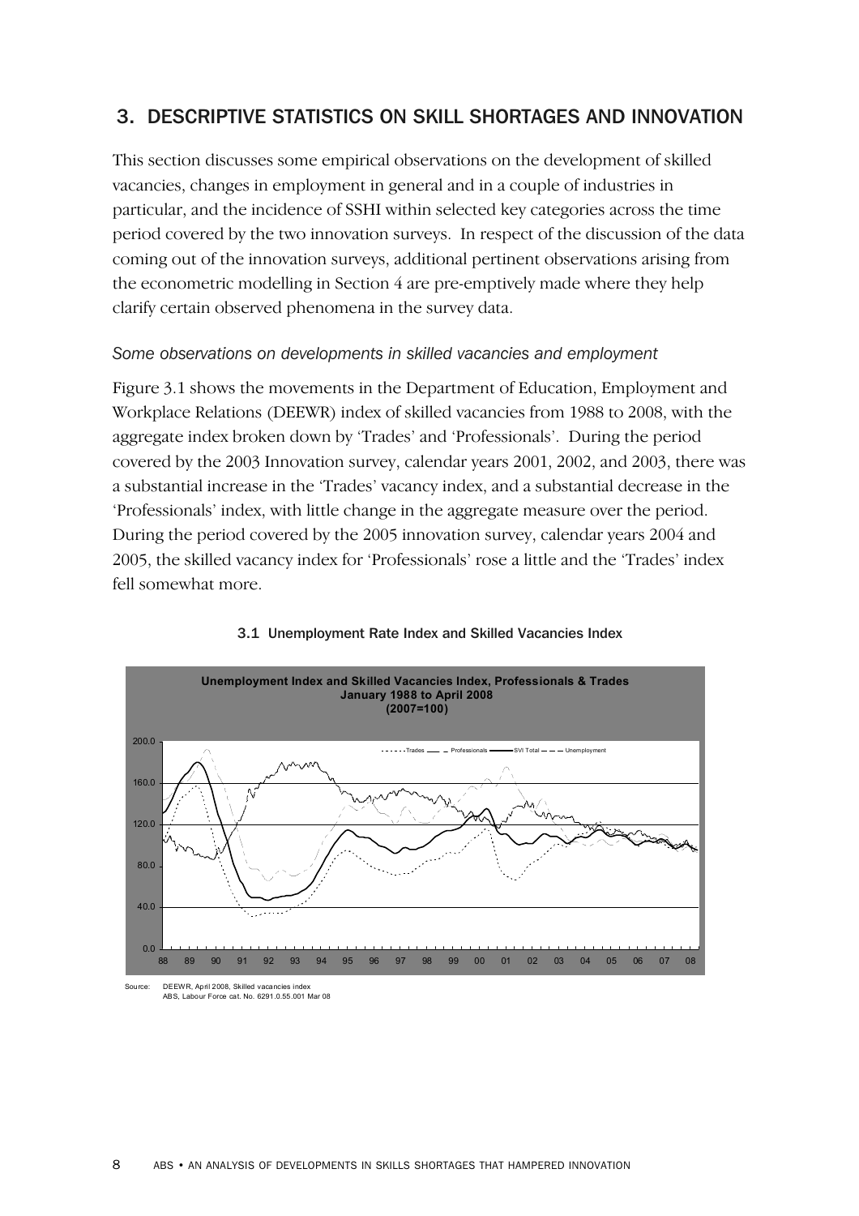## 3. DESCRIPTIVE STATISTICS ON SKILL SHORTAGES AND INNOVATION

This section discusses some empirical observations on the development of skilled vacancies, changes in employment in general and in a couple of industries in particular, and the incidence of SSHI within selected key categories across the time period covered by the two innovation surveys. In respect of the discussion of the data coming out of the innovation surveys, additional pertinent observations arising from the econometric modelling in Section 4 are pre-emptively made where they help clarify certain observed phenomena in the survey data.

*Some observations on developments in skilled vacancies and employment*

Figure 3.1 shows the movements in the Department of Education, Employment and Workplace Relations (DEEWR) index of skilled vacancies from 1988 to 2008, with the aggregate index broken down by 'Trades' and 'Professionals'. During the period covered by the 2003 Innovation survey, calendar years 2001, 2002, and 2003, there was a substantial increase in the 'Trades' vacancy index, and a substantial decrease in the 'Professionals' index, with little change in the aggregate measure over the period. During the period covered by the 2005 innovation survey, calendar years 2004 and 2005, the skilled vacancy index for 'Professionals' rose a little and the 'Trades' index fell somewhat more.

3.1 Unemployment Rate Index and Skilled Vacancies Index

Source: DEEWR, April 2008, Skilled vacancies index
ABS, Labour Force cat. No. 6291.0.55.001 Mar 08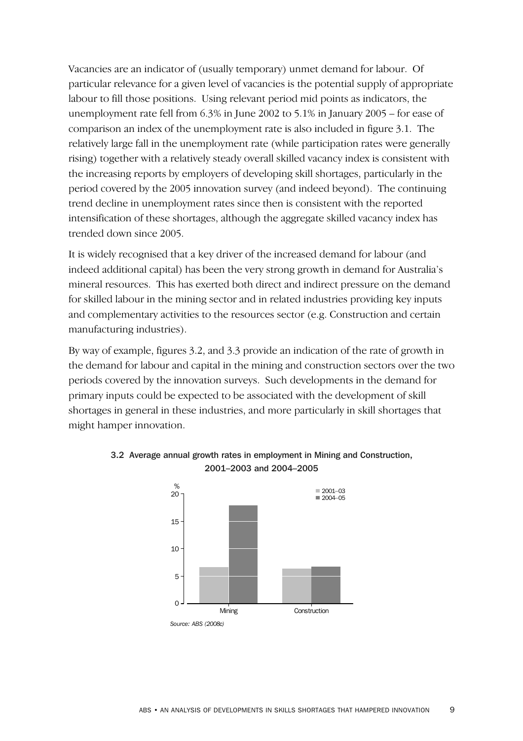Vacancies are an indicator of (usually temporary) unmet demand for labour. Of particular relevance for a given level of vacancies is the potential supply of appropriate labour to fill those positions. Using relevant period mid points as indicators, the unemployment rate fell from 6.3% in June 2002 to 5.1% in January 2005 – for ease of comparison an index of the unemployment rate is also included in figure 3.1. The relatively large fall in the unemployment rate (while participation rates were generally rising) together with a relatively steady overall skilled vacancy index is consistent with the increasing reports by employers of developing skill shortages, particularly in the period covered by the 2005 innovation survey (and indeed beyond). The continuing trend decline in unemployment rates since then is consistent with the reported intensification of these shortages, although the aggregate skilled vacancy index has trended down since 2005.

It is widely recognised that a key driver of the increased demand for labour (and indeed additional capital) has been the very strong growth in demand for Australia's mineral resources. This has exerted both direct and indirect pressure on the demand for skilled labour in the mining sector and in related industries providing key inputs and complementary activities to the resources sector (e.g. Construction and certain manufacturing industries).

By way of example, figures 3.2, and 3.3 provide an indication of the rate of growth in the demand for labour and capital in the mining and construction sectors over the two periods covered by the innovation surveys. Such developments in the demand for primary inputs could be expected to be associated with the development of skill shortages in general in these industries, and more particularly in skill shortages that might hamper innovation.

**3.2 Average annual growth rates in employment in Mining and Construction, 2001–2003 and 2004–2005**

*Source: ABS (2008c)*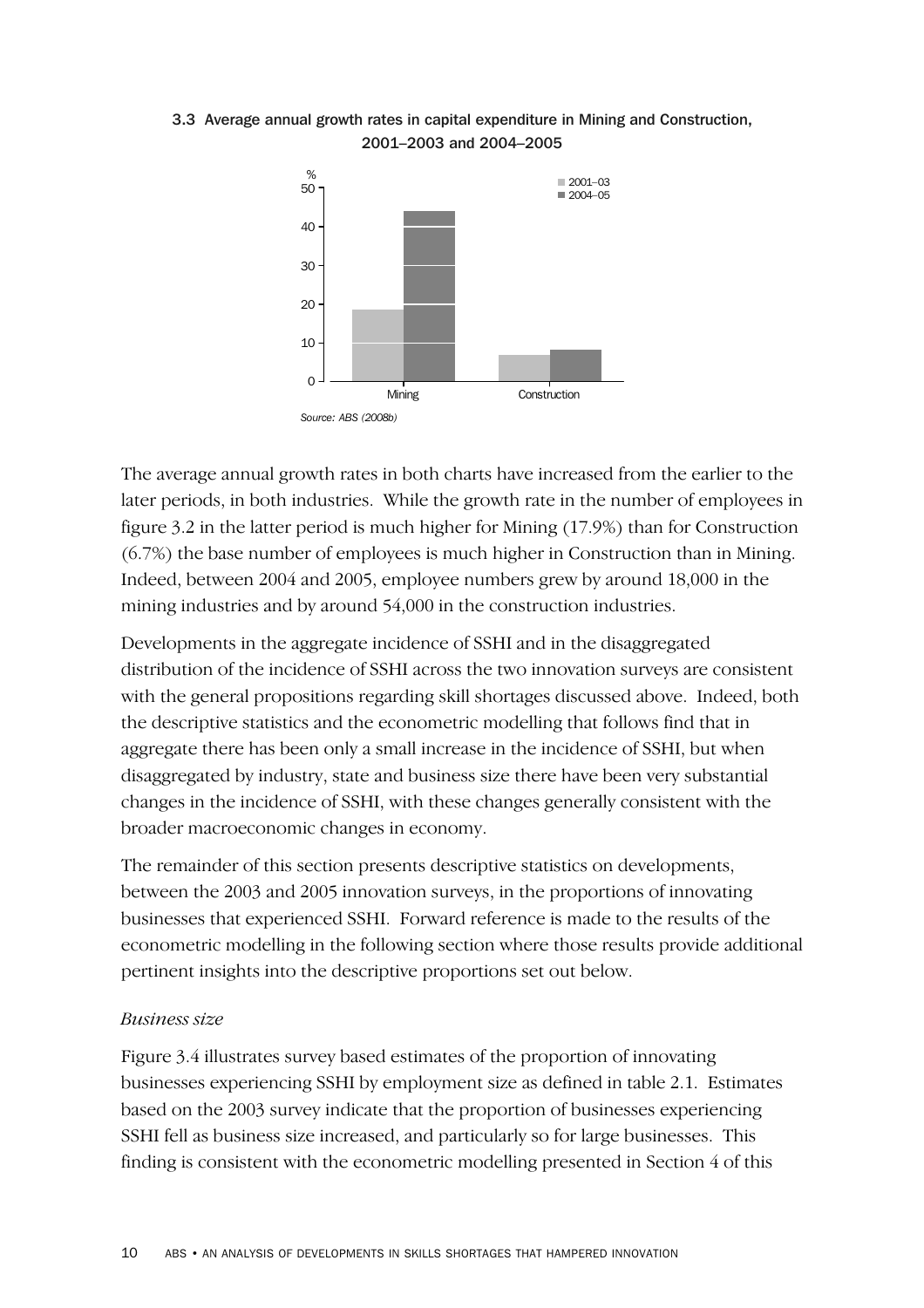3.3 Average annual growth rates in capital expenditure in Mining and Construction, 2001–2003 and 2004–2005

Source: ABS (2008b)

The average annual growth rates in both charts have increased from the earlier to the later periods, in both industries. While the growth rate in the number of employees in figure 3.2 in the latter period is much higher for Mining (17.9%) than for Construction (6.7%) the base number of employees is much higher in Construction than in Mining. Indeed, between 2004 and 2005, employee numbers grew by around 18,000 in the mining industries and by around 54,000 in the construction industries.

Developments in the aggregate incidence of SSHI and in the disaggregated distribution of the incidence of SSHI across the two innovation surveys are consistent with the general propositions regarding skill shortages discussed above. Indeed, both the descriptive statistics and the econometric modelling that follows find that in aggregate there has been only a small increase in the incidence of SSHI, but when disaggregated by industry, state and business size there have been very substantial changes in the incidence of SSHI, with these changes generally consistent with the broader macroeconomic changes in economy.

The remainder of this section presents descriptive statistics on developments, between the 2003 and 2005 innovation surveys, in the proportions of innovating businesses that experienced SSHI. Forward reference is made to the results of the econometric modelling in the following section where those results provide additional pertinent insights into the descriptive proportions set out below.

*Business size*

Figure 3.4 illustrates survey based estimates of the proportion of innovating businesses experiencing SSHI by employment size as defined in table 2.1. Estimates based on the 2003 survey indicate that the proportion of businesses experiencing SSHI fell as business size increased, and particularly so for large businesses. This finding is consistent with the econometric modelling presented in Section 4 of this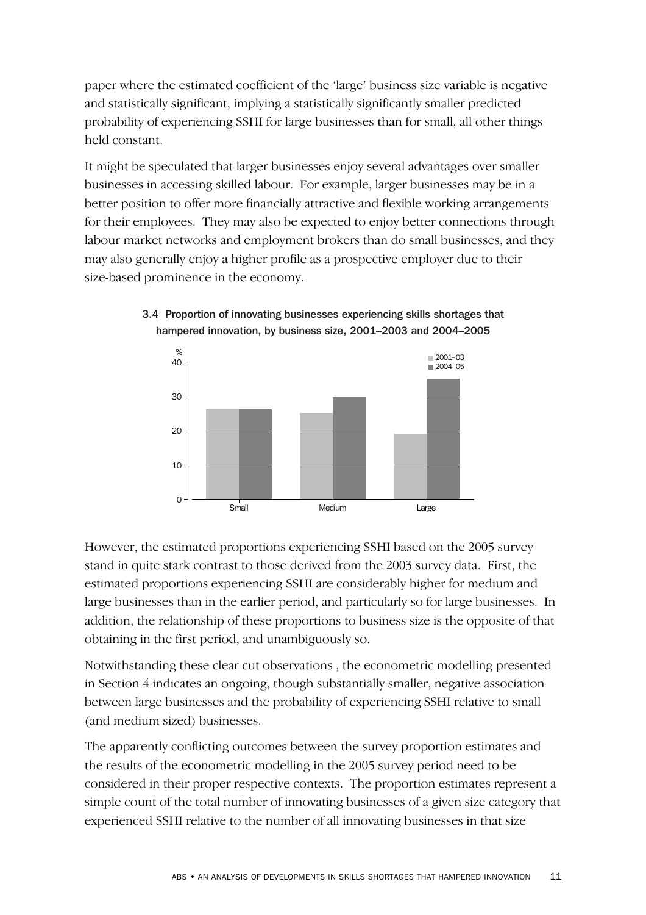paper where the estimated coefficient of the 'large' business size variable is negative and statistically significant, implying a statistically significantly smaller predicted probability of experiencing SSHI for large businesses than for small, all other things held constant.

It might be speculated that larger businesses enjoy several advantages over smaller businesses in accessing skilled labour. For example, larger businesses may be in a better position to offer more financially attractive and flexible working arrangements for their employees. They may also be expected to enjoy better connections through labour market networks and employment brokers than do small businesses, and they may also generally enjoy a higher profile as a prospective employer due to their size-based prominence in the economy.

**3.4 Proportion of innovating businesses experiencing skills shortages that hampered innovation, by business size, 2001–2003 and 2004–2005**

However, the estimated proportions experiencing SSHI based on the 2005 survey stand in quite stark contrast to those derived from the 2003 survey data. First, the estimated proportions experiencing SSHI are considerably higher for medium and large businesses than in the earlier period, and particularly so for large businesses. In addition, the relationship of these proportions to business size is the opposite of that obtaining in the first period, and unambiguously so.

Notwithstanding these clear cut observations , the econometric modelling presented in Section 4 indicates an ongoing, though substantially smaller, negative association between large businesses and the probability of experiencing SSHI relative to small (and medium sized) businesses.

The apparently conflicting outcomes between the survey proportion estimates and the results of the econometric modelling in the 2005 survey period need to be considered in their proper respective contexts. The proportion estimates represent a simple count of the total number of innovating businesses of a given size category that experienced SSHI relative to the number of all innovating businesses in that size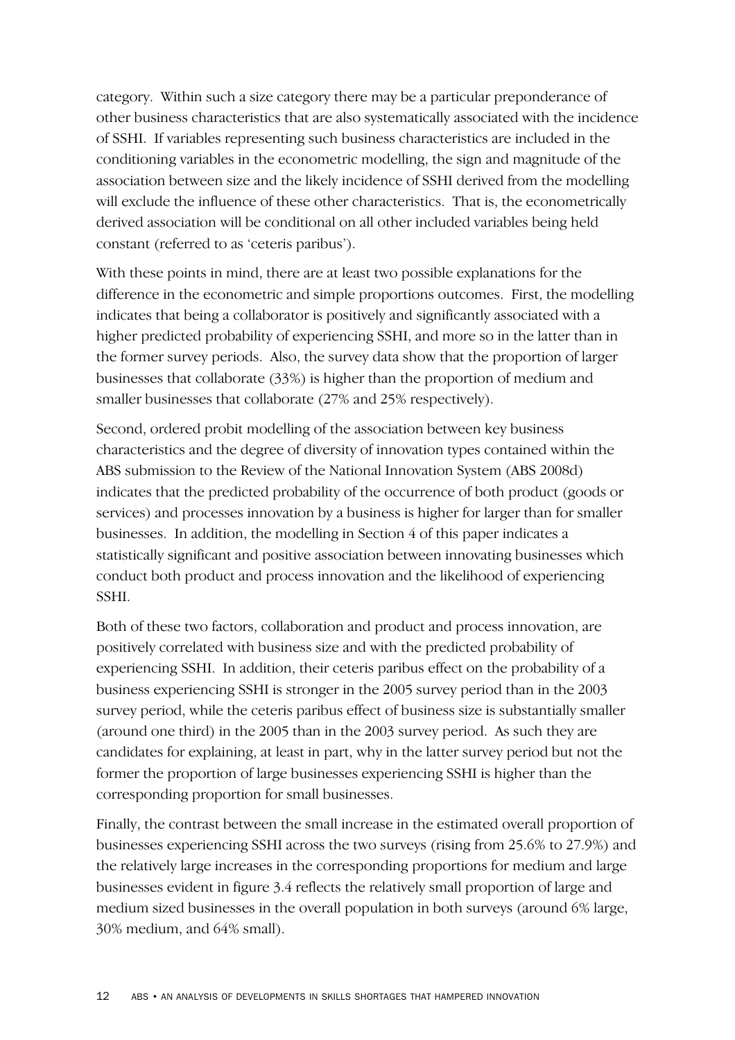category. Within such a size category there may be a particular preponderance of other business characteristics that are also systematically associated with the incidence of SSHI. If variables representing such business characteristics are included in the conditioning variables in the econometric modelling, the sign and magnitude of the association between size and the likely incidence of SSHI derived from the modelling will exclude the influence of these other characteristics. That is, the econometrically derived association will be conditional on all other included variables being held constant (referred to as 'ceteris paribus').

With these points in mind, there are at least two possible explanations for the difference in the econometric and simple proportions outcomes. First, the modelling indicates that being a collaborator is positively and significantly associated with a higher predicted probability of experiencing SSHI, and more so in the latter than in the former survey periods. Also, the survey data show that the proportion of larger businesses that collaborate (33%) is higher than the proportion of medium and smaller businesses that collaborate (27% and 25% respectively).

Second, ordered probit modelling of the association between key business characteristics and the degree of diversity of innovation types contained within the ABS submission to the Review of the National Innovation System (ABS 2008d) indicates that the predicted probability of the occurrence of both product (goods or services) and processes innovation by a business is higher for larger than for smaller businesses. In addition, the modelling in Section 4 of this paper indicates a statistically significant and positive association between innovating businesses which conduct both product and process innovation and the likelihood of experiencing SSHI.

Both of these two factors, collaboration and product and process innovation, are positively correlated with business size and with the predicted probability of experiencing SSHI. In addition, their ceteris paribus effect on the probability of a business experiencing SSHI is stronger in the 2005 survey period than in the 2003 survey period, while the ceteris paribus effect of business size is substantially smaller (around one third) in the 2005 than in the 2003 survey period. As such they are candidates for explaining, at least in part, why in the latter survey period but not the former the proportion of large businesses experiencing SSHI is higher than the corresponding proportion for small businesses.

Finally, the contrast between the small increase in the estimated overall proportion of businesses experiencing SSHI across the two surveys (rising from 25.6% to 27.9%) and the relatively large increases in the corresponding proportions for medium and large businesses evident in figure 3.4 reflects the relatively small proportion of large and medium sized businesses in the overall population in both surveys (around 6% large, 30% medium, and 64% small).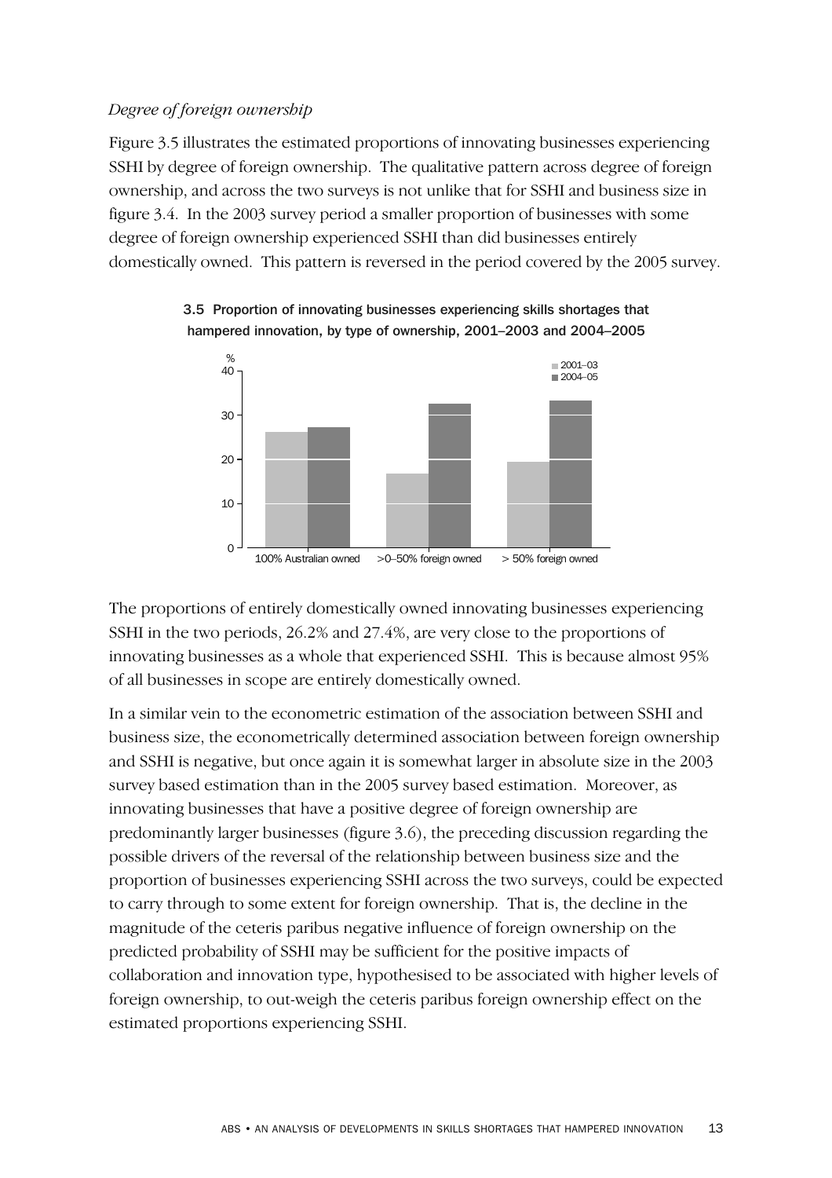*Degree of foreign ownership*

Figure 3.5 illustrates the estimated proportions of innovating businesses experiencing SSHI by degree of foreign ownership. The qualitative pattern across degree of foreign ownership, and across the two surveys is not unlike that for SSHI and business size in figure 3.4. In the 2003 survey period a smaller proportion of businesses with some degree of foreign ownership experienced SSHI than did businesses entirely domestically owned. This pattern is reversed in the period covered by the 2005 survey.

3.5 Proportion of innovating businesses experiencing skills shortages that hampered innovation, by type of ownership, 2001–2003 and 2004–2005

The proportions of entirely domestically owned innovating businesses experiencing SSHI in the two periods, 26.2% and 27.4%, are very close to the proportions of innovating businesses as a whole that experienced SSHI. This is because almost 95% of all businesses in scope are entirely domestically owned.

In a similar vein to the econometric estimation of the association between SSHI and business size, the econometrically determined association between foreign ownership and SSHI is negative, but once again it is somewhat larger in absolute size in the 2003 survey based estimation than in the 2005 survey based estimation. Moreover, as innovating businesses that have a positive degree of foreign ownership are predominantly larger businesses (figure 3.6), the preceding discussion regarding the possible drivers of the reversal of the relationship between business size and the proportion of businesses experiencing SSHI across the two surveys, could be expected to carry through to some extent for foreign ownership. That is, the decline in the magnitude of the ceteris paribus negative influence of foreign ownership on the predicted probability of SSHI may be sufficient for the positive impacts of collaboration and innovation type, hypothesised to be associated with higher levels of foreign ownership, to out-weigh the ceteris paribus foreign ownership effect on the estimated proportions experiencing SSHI.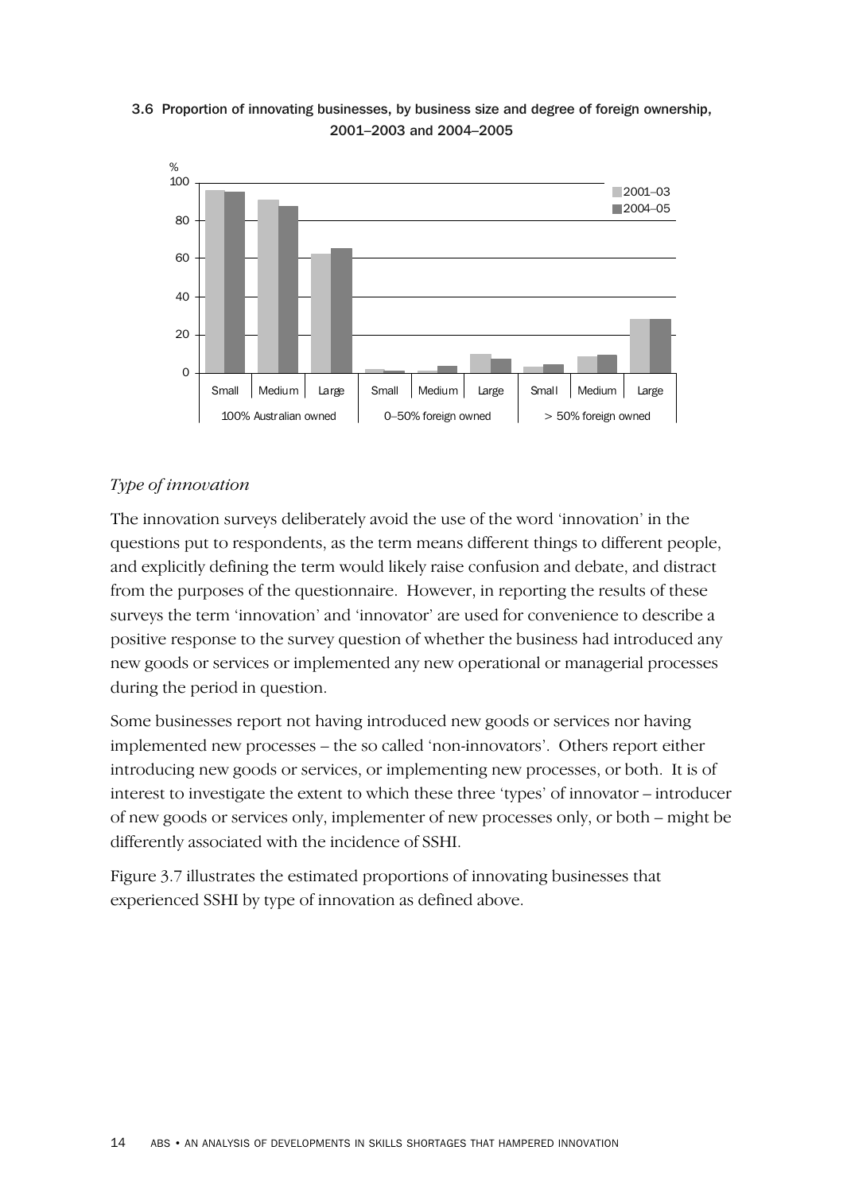3.6 Proportion of innovating businesses, by business size and degree of foreign ownership, 2001–2003 and 2004–2005

*Type of innovation*

The innovation surveys deliberately avoid the use of the word 'innovation' in the questions put to respondents, as the term means different things to different people, and explicitly defining the term would likely raise confusion and debate, and distract from the purposes of the questionnaire. However, in reporting the results of these surveys the term 'innovation' and 'innovator' are used for convenience to describe a positive response to the survey question of whether the business had introduced any new goods or services or implemented any new operational or managerial processes during the period in question.

Some businesses report not having introduced new goods or services nor having implemented new processes – the so called 'non-innovators'. Others report either introducing new goods or services, or implementing new processes, or both. It is of interest to investigate the extent to which these three 'types' of innovator – introducer of new goods or services only, implementer of new processes only, or both – might be differently associated with the incidence of SSHI.

Figure 3.7 illustrates the estimated proportions of innovating businesses that experienced SSHI by type of innovation as defined above.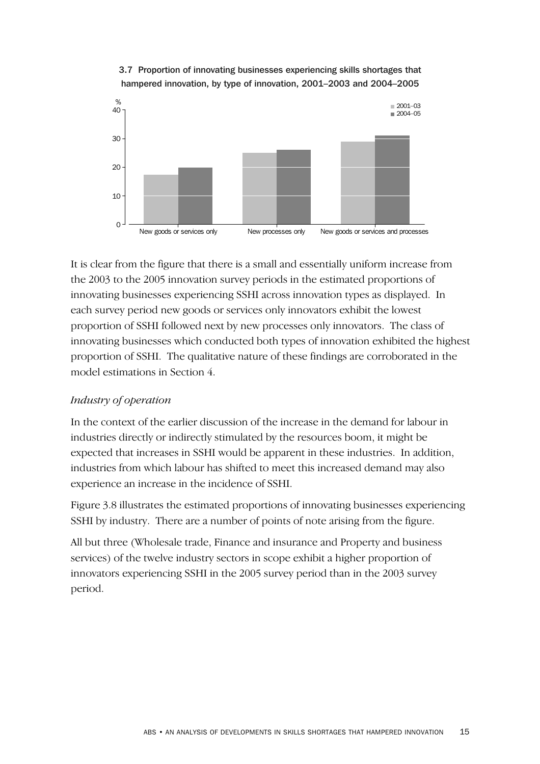3.7 Proportion of innovating businesses experiencing skills shortages that hampered innovation, by type of innovation, 2001–2003 and 2004–2005

It is clear from the figure that there is a small and essentially uniform increase from the 2003 to the 2005 innovation survey periods in the estimated proportions of innovating businesses experiencing SSHI across innovation types as displayed. In each survey period new goods or services only innovators exhibit the lowest proportion of SSHI followed next by new processes only innovators. The class of innovating businesses which conducted both types of innovation exhibited the highest proportion of SSHI. The qualitative nature of these findings are corroborated in the model estimations in Section 4.

### *Industry of operation*

In the context of the earlier discussion of the increase in the demand for labour in industries directly or indirectly stimulated by the resources boom, it might be expected that increases in SSHI would be apparent in these industries. In addition, industries from which labour has shifted to meet this increased demand may also experience an increase in the incidence of SSHI.

Figure 3.8 illustrates the estimated proportions of innovating businesses experiencing SSHI by industry. There are a number of points of note arising from the figure.

All but three (Wholesale trade, Finance and insurance and Property and business services) of the twelve industry sectors in scope exhibit a higher proportion of innovators experiencing SSHI in the 2005 survey period than in the 2003 survey period.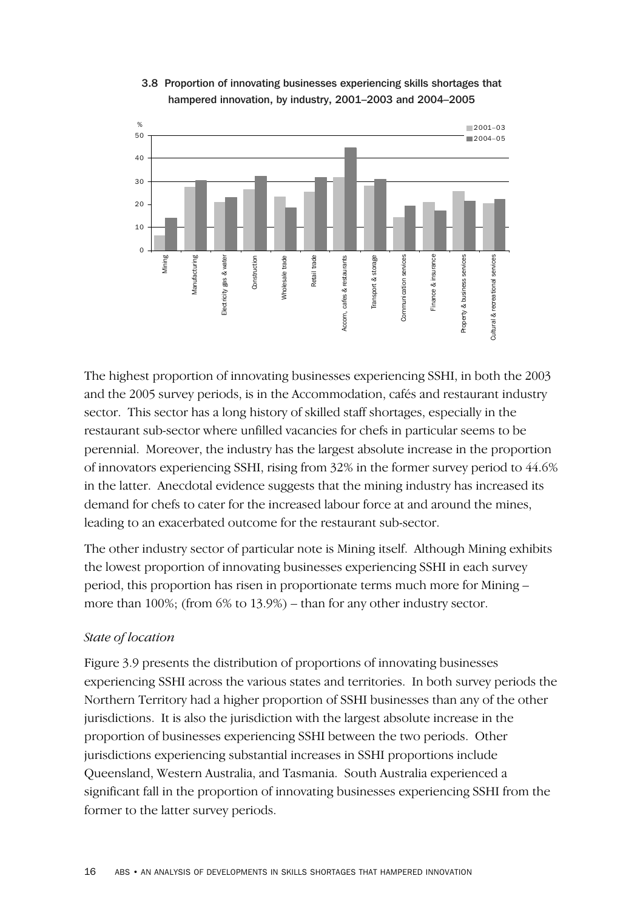3.8 Proportion of innovating businesses experiencing skills shortages that hampered innovation, by industry, 2001–2003 and 2004–2005

The highest proportion of innovating businesses experiencing SSHI, in both the 2003 and the 2005 survey periods, is in the Accommodation, cafés and restaurant industry sector. This sector has a long history of skilled staff shortages, especially in the restaurant sub-sector where unfilled vacancies for chefs in particular seems to be perennial. Moreover, the industry has the largest absolute increase in the proportion of innovators experiencing SSHI, rising from 32% in the former survey period to 44.6% in the latter. Anecdotal evidence suggests that the mining industry has increased its demand for chefs to cater for the increased labour force at and around the mines, leading to an exacerbated outcome for the restaurant sub-sector.

The other industry sector of particular note is Mining itself. Although Mining exhibits the lowest proportion of innovating businesses experiencing SSHI in each survey period, this proportion has risen in proportionate terms much more for Mining – more than 100%; (from 6% to 13.9%) – than for any other industry sector.

*State of location*

Figure 3.9 presents the distribution of proportions of innovating businesses experiencing SSHI across the various states and territories. In both survey periods the Northern Territory had a higher proportion of SSHI businesses than any of the other jurisdictions. It is also the jurisdiction with the largest absolute increase in the proportion of businesses experiencing SSHI between the two periods. Other jurisdictions experiencing substantial increases in SSHI proportions include Queensland, Western Australia, and Tasmania. South Australia experienced a significant fall in the proportion of innovating businesses experiencing SSHI from the former to the latter survey periods.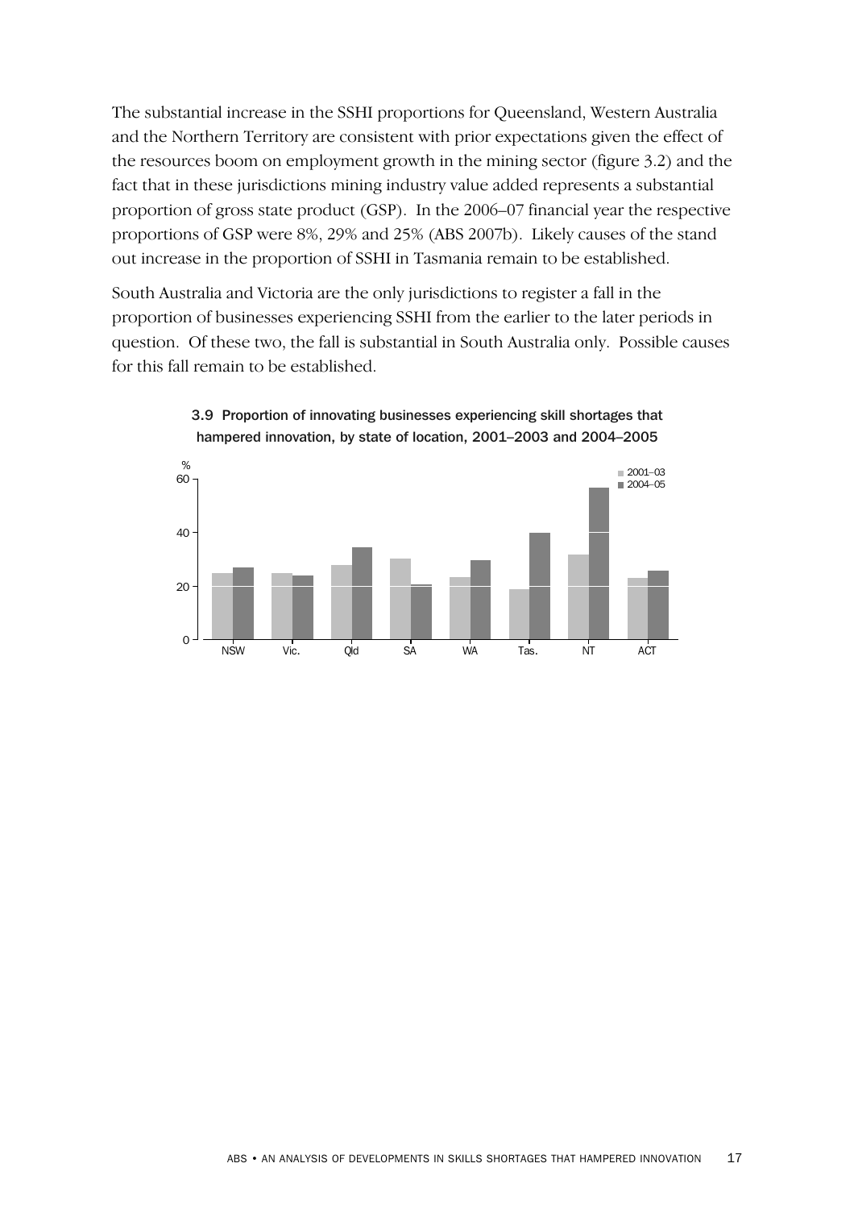The substantial increase in the SSHI proportions for Queensland, Western Australia and the Northern Territory are consistent with prior expectations given the effect of the resources boom on employment growth in the mining sector (figure 3.2) and the fact that in these jurisdictions mining industry value added represents a substantial proportion of gross state product (GSP). In the 2006–07 financial year the respective proportions of GSP were 8%, 29% and 25% (ABS 2007b). Likely causes of the stand out increase in the proportion of SSHI in Tasmania remain to be established.

South Australia and Victoria are the only jurisdictions to register a fall in the proportion of businesses experiencing SSHI from the earlier to the later periods in question. Of these two, the fall is substantial in South Australia only. Possible causes for this fall remain to be established.

3.9 Proportion of innovating businesses experiencing skill shortages that hampered innovation, by state of location, 2001–2003 and 2004–2005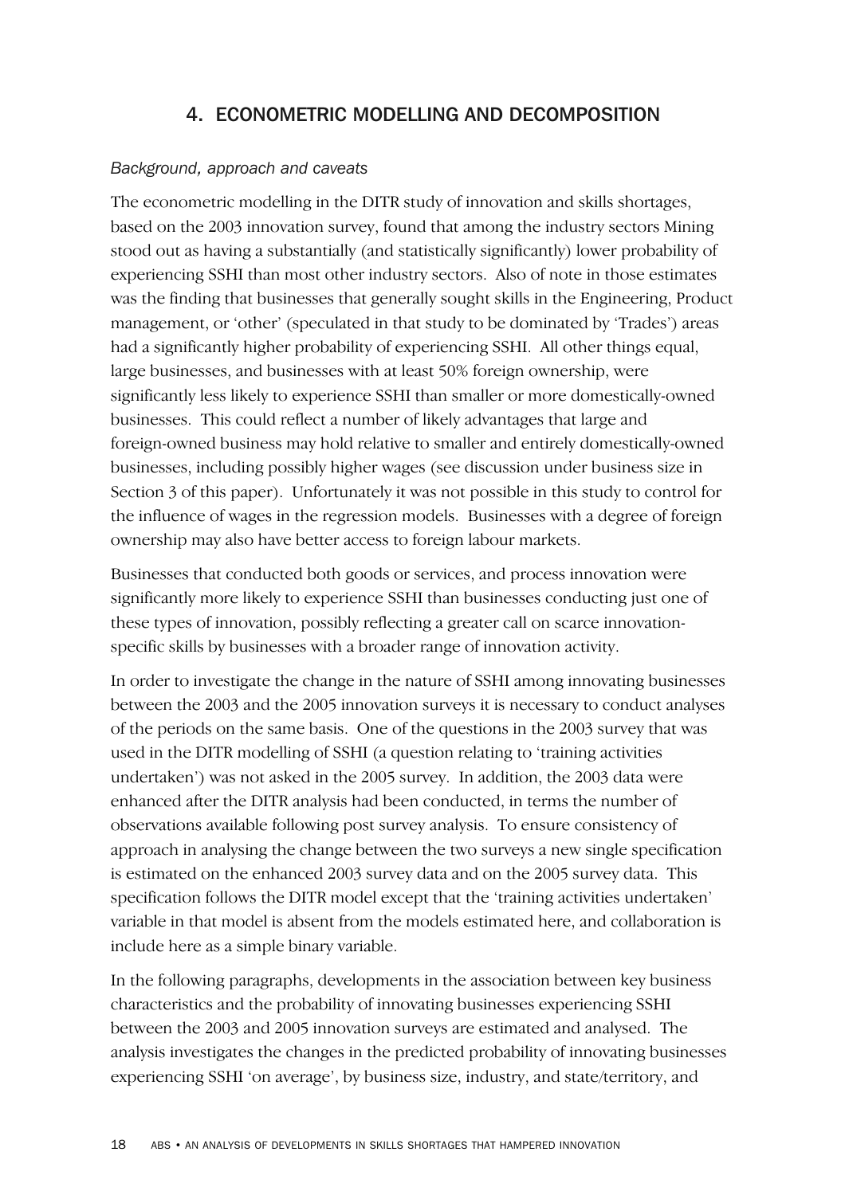# 4. ECONOMETRIC MODELLING AND DECOMPOSITION

*Background, approach and caveats*

The econometric modelling in the DITR study of innovation and skills shortages, based on the 2003 innovation survey, found that among the industry sectors Mining stood out as having a substantially (and statistically significantly) lower probability of experiencing SSHI than most other industry sectors. Also of note in those estimates was the finding that businesses that generally sought skills in the Engineering, Product management, or 'other' (speculated in that study to be dominated by 'Trades') areas had a significantly higher probability of experiencing SSHI. All other things equal, large businesses, and businesses with at least 50% foreign ownership, were significantly less likely to experience SSHI than smaller or more domestically-owned businesses. This could reflect a number of likely advantages that large and foreign-owned business may hold relative to smaller and entirely domestically-owned businesses, including possibly higher wages (see discussion under business size in Section 3 of this paper). Unfortunately it was not possible in this study to control for the influence of wages in the regression models. Businesses with a degree of foreign ownership may also have better access to foreign labour markets.

Businesses that conducted both goods or services, and process innovation were significantly more likely to experience SSHI than businesses conducting just one of these types of innovation, possibly reflecting a greater call on scarce innovation-specific skills by businesses with a broader range of innovation activity.

In order to investigate the change in the nature of SSHI among innovating businesses between the 2003 and the 2005 innovation surveys it is necessary to conduct analyses of the periods on the same basis. One of the questions in the 2003 survey that was used in the DITR modelling of SSHI (a question relating to 'training activities undertaken') was not asked in the 2005 survey. In addition, the 2003 data were enhanced after the DITR analysis had been conducted, in terms the number of observations available following post survey analysis. To ensure consistency of approach in analysing the change between the two surveys a new single specification is estimated on the enhanced 2003 survey data and on the 2005 survey data. This specification follows the DITR model except that the 'training activities undertaken' variable in that model is absent from the models estimated here, and collaboration is include here as a simple binary variable.

In the following paragraphs, developments in the association between key business characteristics and the probability of innovating businesses experiencing SSHI between the 2003 and 2005 innovation surveys are estimated and analysed. The analysis investigates the changes in the predicted probability of innovating businesses experiencing SSHI 'on average', by business size, industry, and state/territory, and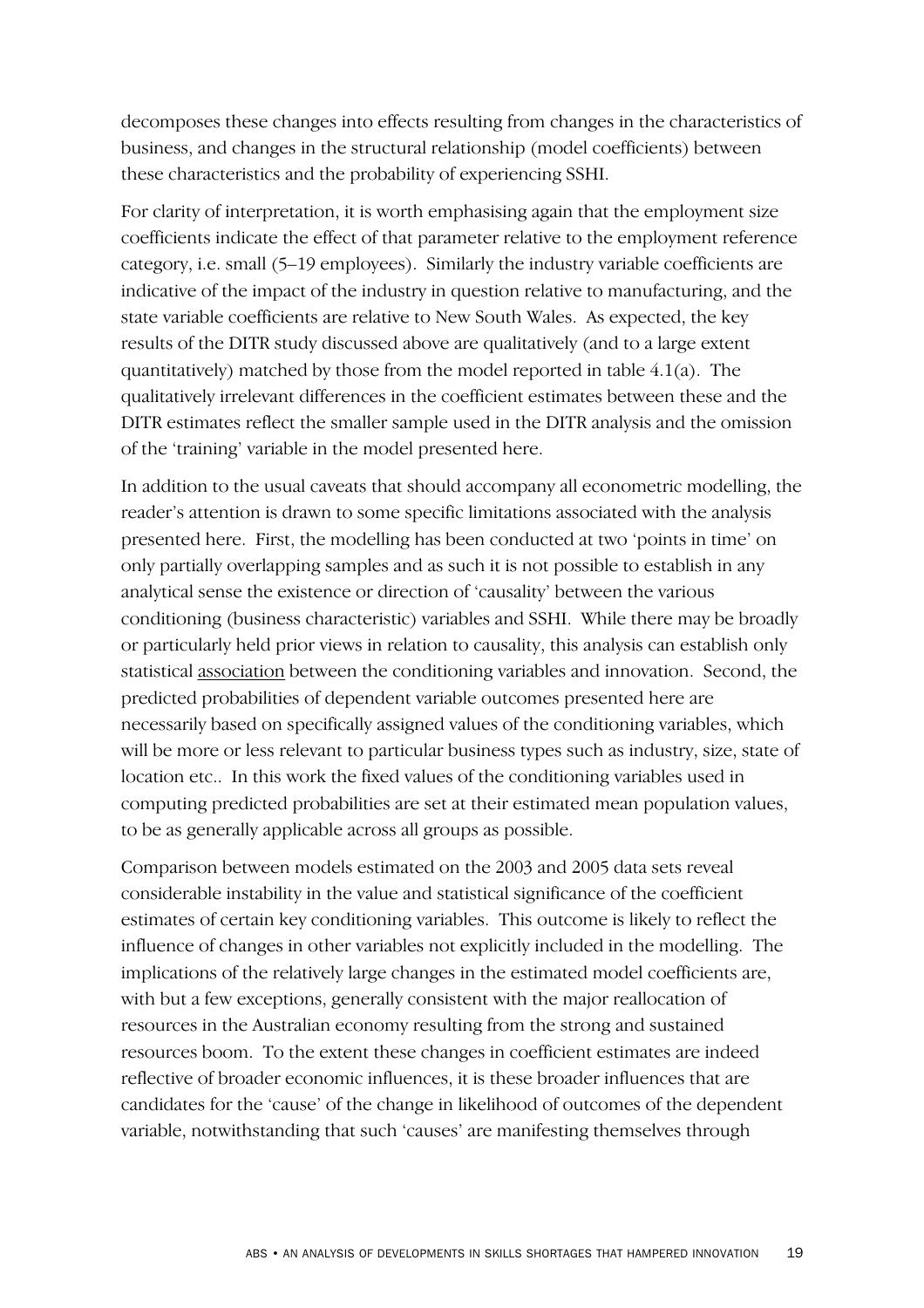decomposes these changes into effects resulting from changes in the characteristics of business, and changes in the structural relationship (model coefficients) between these characteristics and the probability of experiencing SSHI.

For clarity of interpretation, it is worth emphasising again that the employment size coefficients indicate the effect of that parameter relative to the employment reference category, i.e. small (5–19 employees). Similarly the industry variable coefficients are indicative of the impact of the industry in question relative to manufacturing, and the state variable coefficients are relative to New South Wales. As expected, the key results of the DITR study discussed above are qualitatively (and to a large extent quantitatively) matched by those from the model reported in table 4.1(a). The qualitatively irrelevant differences in the coefficient estimates between these and the DITR estimates reflect the smaller sample used in the DITR analysis and the omission of the 'training' variable in the model presented here.

In addition to the usual caveats that should accompany all econometric modelling, the reader's attention is drawn to some specific limitations associated with the analysis presented here. First, the modelling has been conducted at two 'points in time' on only partially overlapping samples and as such it is not possible to establish in any analytical sense the existence or direction of 'causality' between the various conditioning (business characteristic) variables and SSHI. While there may be broadly or particularly held prior views in relation to causality, this analysis can establish only statistical <u>association</u> between the conditioning variables and innovation. Second, the predicted probabilities of dependent variable outcomes presented here are necessarily based on specifically assigned values of the conditioning variables, which will be more or less relevant to particular business types such as industry, size, state of location etc.. In this work the fixed values of the conditioning variables used in computing predicted probabilities are set at their estimated mean population values, to be as generally applicable across all groups as possible.

Comparison between models estimated on the 2003 and 2005 data sets reveal considerable instability in the value and statistical significance of the coefficient estimates of certain key conditioning variables. This outcome is likely to reflect the influence of changes in other variables not explicitly included in the modelling. The implications of the relatively large changes in the estimated model coefficients are, with but a few exceptions, generally consistent with the major reallocation of resources in the Australian economy resulting from the strong and sustained resources boom. To the extent these changes in coefficient estimates are indeed reflective of broader economic influences, it is these broader influences that are candidates for the 'cause' of the change in likelihood of outcomes of the dependent variable, notwithstanding that such 'causes' are manifesting themselves through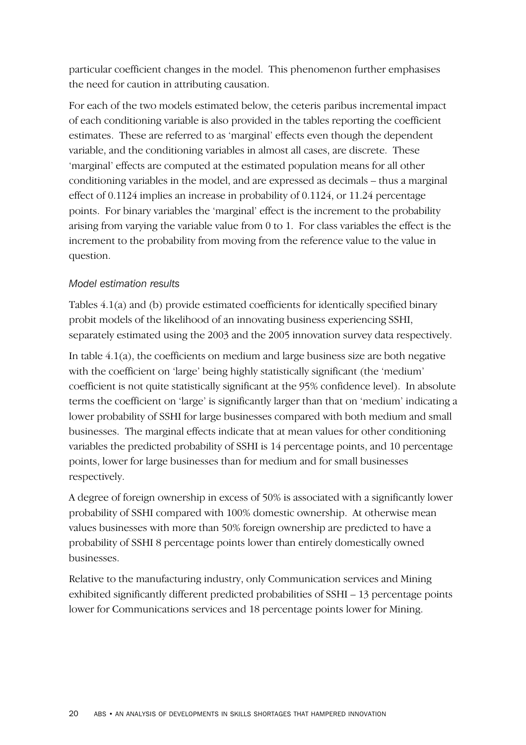particular coefficient changes in the model. This phenomenon further emphasises the need for caution in attributing causation.

For each of the two models estimated below, the ceteris paribus incremental impact of each conditioning variable is also provided in the tables reporting the coefficient estimates. These are referred to as 'marginal' effects even though the dependent variable, and the conditioning variables in almost all cases, are discrete. These 'marginal' effects are computed at the estimated population means for all other conditioning variables in the model, and are expressed as decimals – thus a marginal effect of 0.1124 implies an increase in probability of 0.1124, or 11.24 percentage points. For binary variables the 'marginal' effect is the increment to the probability arising from varying the variable value from 0 to 1. For class variables the effect is the increment to the probability from moving from the reference value to the value in question.

### *Model estimation results*

Tables 4.1(a) and (b) provide estimated coefficients for identically specified binary probit models of the likelihood of an innovating business experiencing SSHI, separately estimated using the 2003 and the 2005 innovation survey data respectively.

In table 4.1(a), the coefficients on medium and large business size are both negative with the coefficient on 'large' being highly statistically significant (the 'medium' coefficient is not quite statistically significant at the 95% confidence level). In absolute terms the coefficient on 'large' is significantly larger than that on 'medium' indicating a lower probability of SSHI for large businesses compared with both medium and small businesses. The marginal effects indicate that at mean values for other conditioning variables the predicted probability of SSHI is 14 percentage points, and 10 percentage points, lower for large businesses than for medium and for small businesses respectively.

A degree of foreign ownership in excess of 50% is associated with a significantly lower probability of SSHI compared with 100% domestic ownership. At otherwise mean values businesses with more than 50% foreign ownership are predicted to have a probability of SSHI 8 percentage points lower than entirely domestically owned businesses.

Relative to the manufacturing industry, only Communication services and Mining exhibited significantly different predicted probabilities of SSHI – 13 percentage points lower for Communications services and 18 percentage points lower for Mining.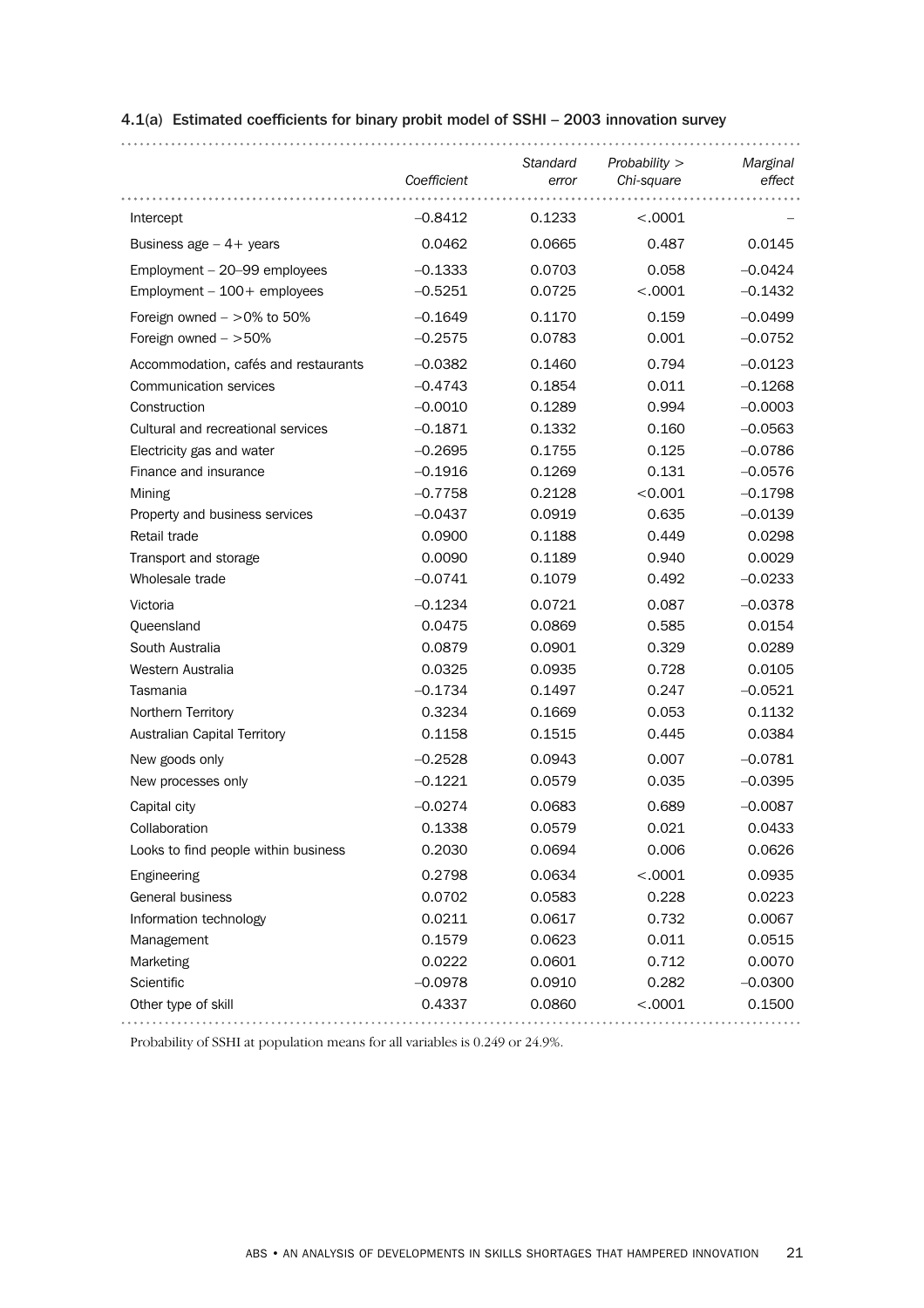#### 4.1(a) Estimated coefficients for binary probit model of SSHI – 2003 innovation survey

| | *Coefficient* | *Standard error* | *Probability > Chi-square* | *Marginal effect* |
|---|---|---|---|---|
| Intercept | –0.8412 | 0.1233 | <.0001 | – |
| Business age – 4+ years | 0.0462 | 0.0665 | 0.487 | 0.0145 |
| Employment – 20–99 employees | –0.1333 | 0.0703 | 0.058 | –0.0424 |
| Employment – 100+ employees | –0.5251 | 0.0725 | <.0001 | –0.1432 |
| Foreign owned – >0% to 50% | –0.1649 | 0.1170 | 0.159 | –0.0499 |
| Foreign owned – >50% | –0.2575 | 0.0783 | 0.001 | –0.0752 |
| Accommodation, cafés and restaurants | –0.0382 | 0.1460 | 0.794 | –0.0123 |
| Communication services | –0.4743 | 0.1854 | 0.011 | –0.1268 |
| Construction | –0.0010 | 0.1289 | 0.994 | –0.0003 |
| Cultural and recreational services | –0.1871 | 0.1332 | 0.160 | –0.0563 |
| Electricity gas and water | –0.2695 | 0.1755 | 0.125 | –0.0786 |
| Finance and insurance | –0.1916 | 0.1269 | 0.131 | –0.0576 |
| Mining | –0.7758 | 0.2128 | <0.001 | –0.1798 |
| Property and business services | –0.0437 | 0.0919 | 0.635 | –0.0139 |
| Retail trade | 0.0900 | 0.1188 | 0.449 | 0.0298 |
| Transport and storage | 0.0090 | 0.1189 | 0.940 | 0.0029 |
| Wholesale trade | –0.0741 | 0.1079 | 0.492 | –0.0233 |
| Victoria | –0.1234 | 0.0721 | 0.087 | –0.0378 |
| Queensland | 0.0475 | 0.0869 | 0.585 | 0.0154 |
| South Australia | 0.0879 | 0.0901 | 0.329 | 0.0289 |
| Western Australia | 0.0325 | 0.0935 | 0.728 | 0.0105 |
| Tasmania | –0.1734 | 0.1497 | 0.247 | –0.0521 |
| Northern Territory | 0.3234 | 0.1669 | 0.053 | 0.1132 |
| Australian Capital Territory | 0.1158 | 0.1515 | 0.445 | 0.0384 |
| New goods only | –0.2528 | 0.0943 | 0.007 | –0.0781 |
| New processes only | –0.1221 | 0.0579 | 0.035 | –0.0395 |
| Capital city | –0.0274 | 0.0683 | 0.689 | –0.0087 |
| Collaboration | 0.1338 | 0.0579 | 0.021 | 0.0433 |
| Looks to find people within business | 0.2030 | 0.0694 | 0.006 | 0.0626 |
| Engineering | 0.2798 | 0.0634 | <.0001 | 0.0935 |
| General business | 0.0702 | 0.0583 | 0.228 | 0.0223 |
| Information technology | 0.0211 | 0.0617 | 0.732 | 0.0067 |
| Management | 0.1579 | 0.0623 | 0.011 | 0.0515 |
| Marketing | 0.0222 | 0.0601 | 0.712 | 0.0070 |
| Scientific | –0.0978 | 0.0910 | 0.282 | –0.0300 |
| Other type of skill | 0.4337 | 0.0860 | <.0001 | 0.1500 |

Probability of SSHI at population means for all variables is 0.249 or 24.9%.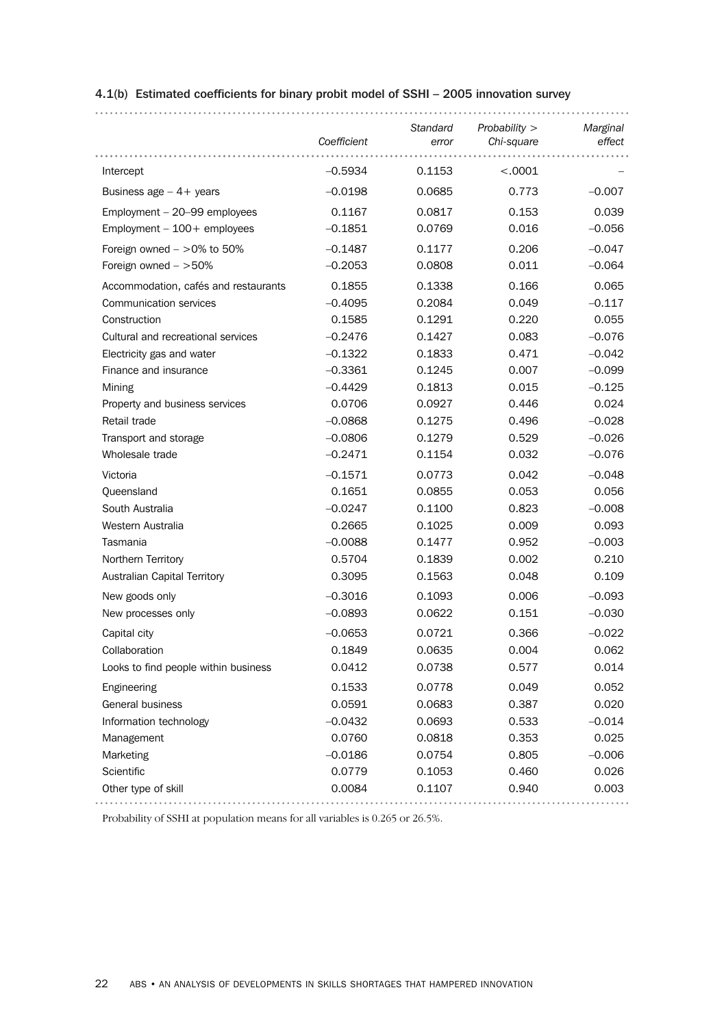### 4.1(b) Estimated coefficients for binary probit model of SSHI – 2005 innovation survey

| | *Coefficient* | *Standard error* | *Probability > Chi-square* | *Marginal effect* |
|---|---|---|---|---|
| Intercept | –0.5934 | 0.1153 | <.0001 | – |
| Business age – 4+ years | –0.0198 | 0.0685 | 0.773 | –0.007 |
| Employment – 20–99 employees | 0.1167 | 0.0817 | 0.153 | 0.039 |
| Employment – 100+ employees | –0.1851 | 0.0769 | 0.016 | –0.056 |
| Foreign owned – >0% to 50% | –0.1487 | 0.1177 | 0.206 | –0.047 |
| Foreign owned – >50% | –0.2053 | 0.0808 | 0.011 | –0.064 |
| Accommodation, cafés and restaurants | 0.1855 | 0.1338 | 0.166 | 0.065 |
| Communication services | –0.4095 | 0.2084 | 0.049 | –0.117 |
| Construction | 0.1585 | 0.1291 | 0.220 | 0.055 |
| Cultural and recreational services | –0.2476 | 0.1427 | 0.083 | –0.076 |
| Electricity gas and water | –0.1322 | 0.1833 | 0.471 | –0.042 |
| Finance and insurance | –0.3361 | 0.1245 | 0.007 | –0.099 |
| Mining | –0.4429 | 0.1813 | 0.015 | –0.125 |
| Property and business services | 0.0706 | 0.0927 | 0.446 | 0.024 |
| Retail trade | –0.0868 | 0.1275 | 0.496 | –0.028 |
| Transport and storage | –0.0806 | 0.1279 | 0.529 | –0.026 |
| Wholesale trade | –0.2471 | 0.1154 | 0.032 | –0.076 |
| Victoria | –0.1571 | 0.0773 | 0.042 | –0.048 |
| Queensland | 0.1651 | 0.0855 | 0.053 | 0.056 |
| South Australia | –0.0247 | 0.1100 | 0.823 | –0.008 |
| Western Australia | 0.2665 | 0.1025 | 0.009 | 0.093 |
| Tasmania | –0.0088 | 0.1477 | 0.952 | –0.003 |
| Northern Territory | 0.5704 | 0.1839 | 0.002 | 0.210 |
| Australian Capital Territory | 0.3095 | 0.1563 | 0.048 | 0.109 |
| New goods only | –0.3016 | 0.1093 | 0.006 | –0.093 |
| New processes only | –0.0893 | 0.0622 | 0.151 | –0.030 |
| Capital city | –0.0653 | 0.0721 | 0.366 | –0.022 |
| Collaboration | 0.1849 | 0.0635 | 0.004 | 0.062 |
| Looks to find people within business | 0.0412 | 0.0738 | 0.577 | 0.014 |
| Engineering | 0.1533 | 0.0778 | 0.049 | 0.052 |
| General business | 0.0591 | 0.0683 | 0.387 | 0.020 |
| Information technology | –0.0432 | 0.0693 | 0.533 | –0.014 |
| Management | 0.0760 | 0.0818 | 0.353 | 0.025 |
| Marketing | –0.0186 | 0.0754 | 0.805 | –0.006 |
| Scientific | 0.0779 | 0.1053 | 0.460 | 0.026 |
| Other type of skill | 0.0084 | 0.1107 | 0.940 | 0.003 |

Probability of SSHI at population means for all variables is 0.265 or 26.5%.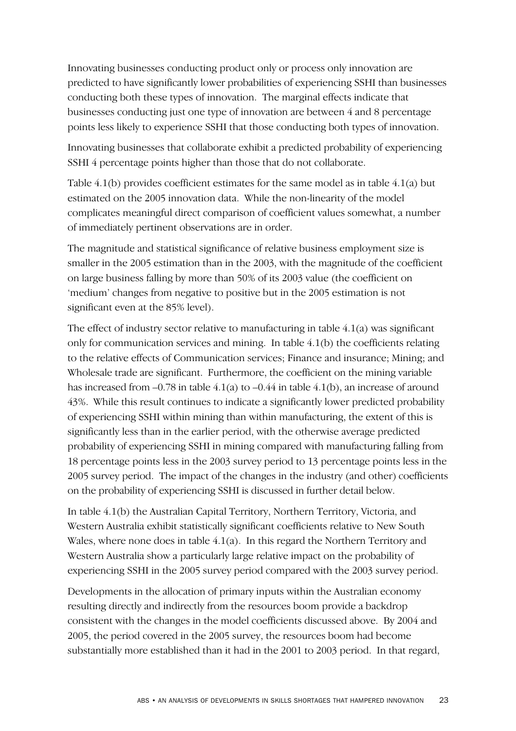Innovating businesses conducting product only or process only innovation are predicted to have significantly lower probabilities of experiencing SSHI than businesses conducting both these types of innovation. The marginal effects indicate that businesses conducting just one type of innovation are between 4 and 8 percentage points less likely to experience SSHI that those conducting both types of innovation.

Innovating businesses that collaborate exhibit a predicted probability of experiencing SSHI 4 percentage points higher than those that do not collaborate.

Table 4.1(b) provides coefficient estimates for the same model as in table 4.1(a) but estimated on the 2005 innovation data. While the non-linearity of the model complicates meaningful direct comparison of coefficient values somewhat, a number of immediately pertinent observations are in order.

The magnitude and statistical significance of relative business employment size is smaller in the 2005 estimation than in the 2003, with the magnitude of the coefficient on large business falling by more than 50% of its 2003 value (the coefficient on 'medium' changes from negative to positive but in the 2005 estimation is not significant even at the 85% level).

The effect of industry sector relative to manufacturing in table 4.1(a) was significant only for communication services and mining. In table 4.1(b) the coefficients relating to the relative effects of Communication services; Finance and insurance; Mining; and Wholesale trade are significant. Furthermore, the coefficient on the mining variable has increased from –0.78 in table 4.1(a) to –0.44 in table 4.1(b), an increase of around 43%. While this result continues to indicate a significantly lower predicted probability of experiencing SSHI within mining than within manufacturing, the extent of this is significantly less than in the earlier period, with the otherwise average predicted probability of experiencing SSHI in mining compared with manufacturing falling from 18 percentage points less in the 2003 survey period to 13 percentage points less in the 2005 survey period. The impact of the changes in the industry (and other) coefficients on the probability of experiencing SSHI is discussed in further detail below.

In table 4.1(b) the Australian Capital Territory, Northern Territory, Victoria, and Western Australia exhibit statistically significant coefficients relative to New South Wales, where none does in table 4.1(a). In this regard the Northern Territory and Western Australia show a particularly large relative impact on the probability of experiencing SSHI in the 2005 survey period compared with the 2003 survey period.

Developments in the allocation of primary inputs within the Australian economy resulting directly and indirectly from the resources boom provide a backdrop consistent with the changes in the model coefficients discussed above. By 2004 and 2005, the period covered in the 2005 survey, the resources boom had become substantially more established than it had in the 2001 to 2003 period. In that regard,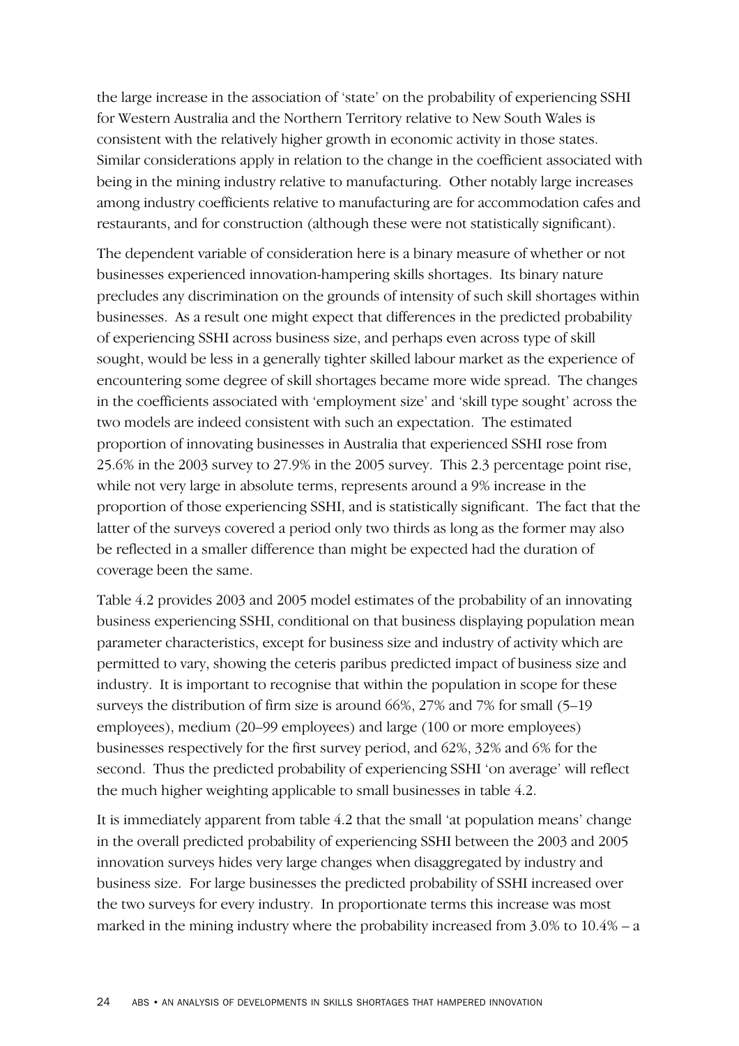the large increase in the association of 'state' on the probability of experiencing SSHI for Western Australia and the Northern Territory relative to New South Wales is consistent with the relatively higher growth in economic activity in those states. Similar considerations apply in relation to the change in the coefficient associated with being in the mining industry relative to manufacturing. Other notably large increases among industry coefficients relative to manufacturing are for accommodation cafes and restaurants, and for construction (although these were not statistically significant).

The dependent variable of consideration here is a binary measure of whether or not businesses experienced innovation-hampering skills shortages. Its binary nature precludes any discrimination on the grounds of intensity of such skill shortages within businesses. As a result one might expect that differences in the predicted probability of experiencing SSHI across business size, and perhaps even across type of skill sought, would be less in a generally tighter skilled labour market as the experience of encountering some degree of skill shortages became more wide spread. The changes in the coefficients associated with 'employment size' and 'skill type sought' across the two models are indeed consistent with such an expectation. The estimated proportion of innovating businesses in Australia that experienced SSHI rose from 25.6% in the 2003 survey to 27.9% in the 2005 survey. This 2.3 percentage point rise, while not very large in absolute terms, represents around a 9% increase in the proportion of those experiencing SSHI, and is statistically significant. The fact that the latter of the surveys covered a period only two thirds as long as the former may also be reflected in a smaller difference than might be expected had the duration of coverage been the same.

Table 4.2 provides 2003 and 2005 model estimates of the probability of an innovating business experiencing SSHI, conditional on that business displaying population mean parameter characteristics, except for business size and industry of activity which are permitted to vary, showing the ceteris paribus predicted impact of business size and industry. It is important to recognise that within the population in scope for these surveys the distribution of firm size is around 66%, 27% and 7% for small (5–19 employees), medium (20–99 employees) and large (100 or more employees) businesses respectively for the first survey period, and 62%, 32% and 6% for the second. Thus the predicted probability of experiencing SSHI 'on average' will reflect the much higher weighting applicable to small businesses in table 4.2.

It is immediately apparent from table 4.2 that the small 'at population means' change in the overall predicted probability of experiencing SSHI between the 2003 and 2005 innovation surveys hides very large changes when disaggregated by industry and business size. For large businesses the predicted probability of SSHI increased over the two surveys for every industry. In proportionate terms this increase was most marked in the mining industry where the probability increased from 3.0% to 10.4% – a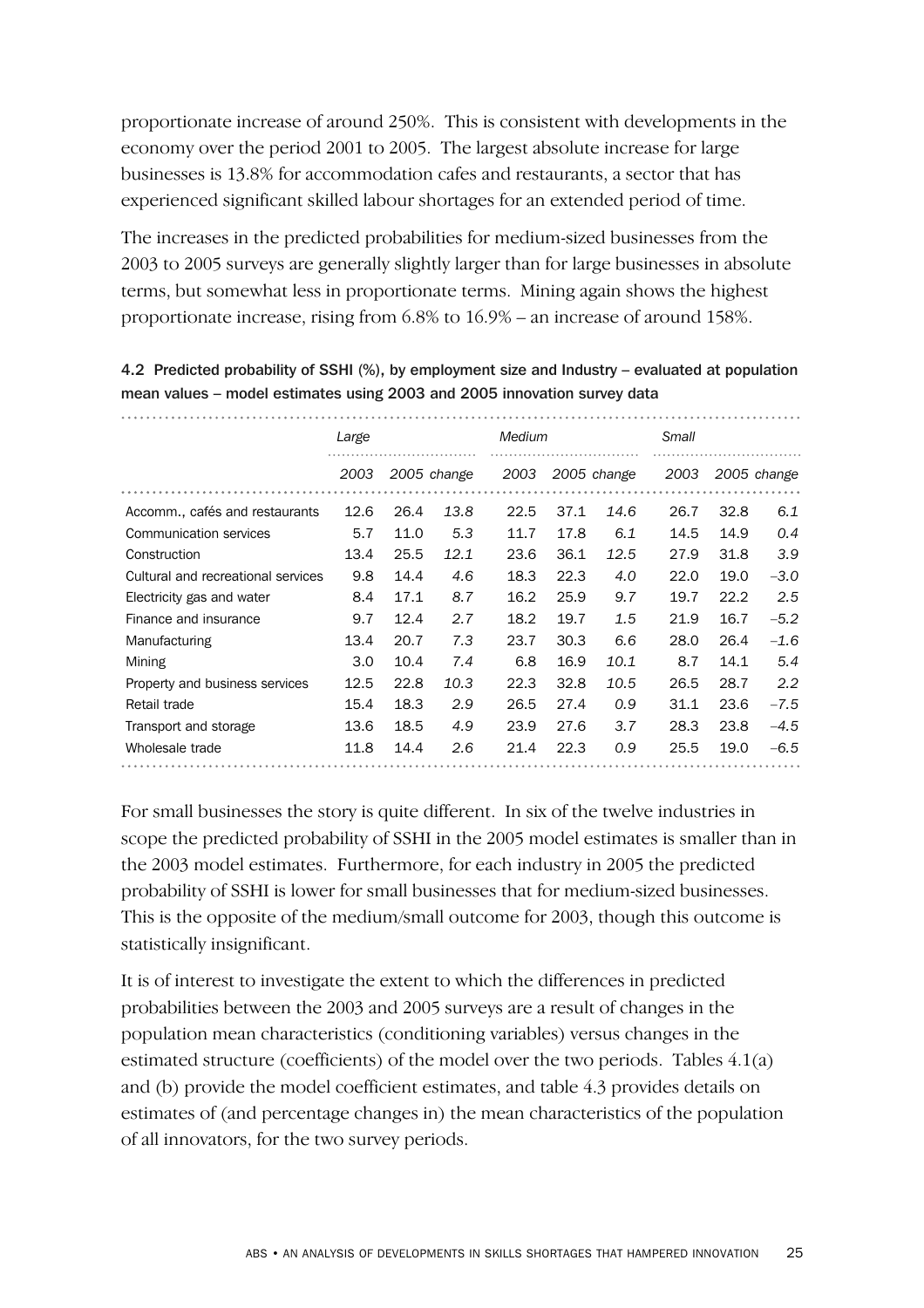proportionate increase of around 250%. This is consistent with developments in the economy over the period 2001 to 2005. The largest absolute increase for large businesses is 13.8% for accommodation cafes and restaurants, a sector that has experienced significant skilled labour shortages for an extended period of time.

The increases in the predicted probabilities for medium-sized businesses from the 2003 to 2005 surveys are generally slightly larger than for large businesses in absolute terms, but somewhat less in proportionate terms. Mining again shows the highest proportionate increase, rising from 6.8% to 16.9% – an increase of around 158%.

4.2 Predicted probability of SSHI (%), by employment size and Industry – evaluated at population mean values – model estimates using 2003 and 2005 innovation survey data

| | *Large* | | | *Medium* | | | *Small* | | |
|---|---|---|---|---|---|---|---|---|---|
| | *2003* | *2005* | *change* | *2003* | *2005* | *change* | *2003* | *2005* | *change* |
| Accomm., cafés and restaurants | 12.6 | 26.4 | *13.8* | 22.5 | 37.1 | *14.6* | 26.7 | 32.8 | *6.1* |
| Communication services | 5.7 | 11.0 | *5.3* | 11.7 | 17.8 | *6.1* | 14.5 | 14.9 | *0.4* |
| Construction | 13.4 | 25.5 | *12.1* | 23.6 | 36.1 | *12.5* | 27.9 | 31.8 | *3.9* |
| Cultural and recreational services | 9.8 | 14.4 | *4.6* | 18.3 | 22.3 | *4.0* | 22.0 | 19.0 | *–3.0* |
| Electricity gas and water | 8.4 | 17.1 | *8.7* | 16.2 | 25.9 | *9.7* | 19.7 | 22.2 | *2.5* |
| Finance and insurance | 9.7 | 12.4 | *2.7* | 18.2 | 19.7 | *1.5* | 21.9 | 16.7 | *–5.2* |
| Manufacturing | 13.4 | 20.7 | *7.3* | 23.7 | 30.3 | *6.6* | 28.0 | 26.4 | *–1.6* |
| Mining | 3.0 | 10.4 | *7.4* | 6.8 | 16.9 | *10.1* | 8.7 | 14.1 | *5.4* |
| Property and business services | 12.5 | 22.8 | *10.3* | 22.3 | 32.8 | *10.5* | 26.5 | 28.7 | *2.2* |
| Retail trade | 15.4 | 18.3 | *2.9* | 26.5 | 27.4 | *0.9* | 31.1 | 23.6 | *–7.5* |
| Transport and storage | 13.6 | 18.5 | *4.9* | 23.9 | 27.6 | *3.7* | 28.3 | 23.8 | *–4.5* |
| Wholesale trade | 11.8 | 14.4 | *2.6* | 21.4 | 22.3 | *0.9* | 25.5 | 19.0 | *–6.5* |

For small businesses the story is quite different. In six of the twelve industries in scope the predicted probability of SSHI in the 2005 model estimates is smaller than in the 2003 model estimates. Furthermore, for each industry in 2005 the predicted probability of SSHI is lower for small businesses that for medium-sized businesses. This is the opposite of the medium/small outcome for 2003, though this outcome is statistically insignificant.

It is of interest to investigate the extent to which the differences in predicted probabilities between the 2003 and 2005 surveys are a result of changes in the population mean characteristics (conditioning variables) versus changes in the estimated structure (coefficients) of the model over the two periods. Tables 4.1(a) and (b) provide the model coefficient estimates, and table 4.3 provides details on estimates of (and percentage changes in) the mean characteristics of the population of all innovators, for the two survey periods.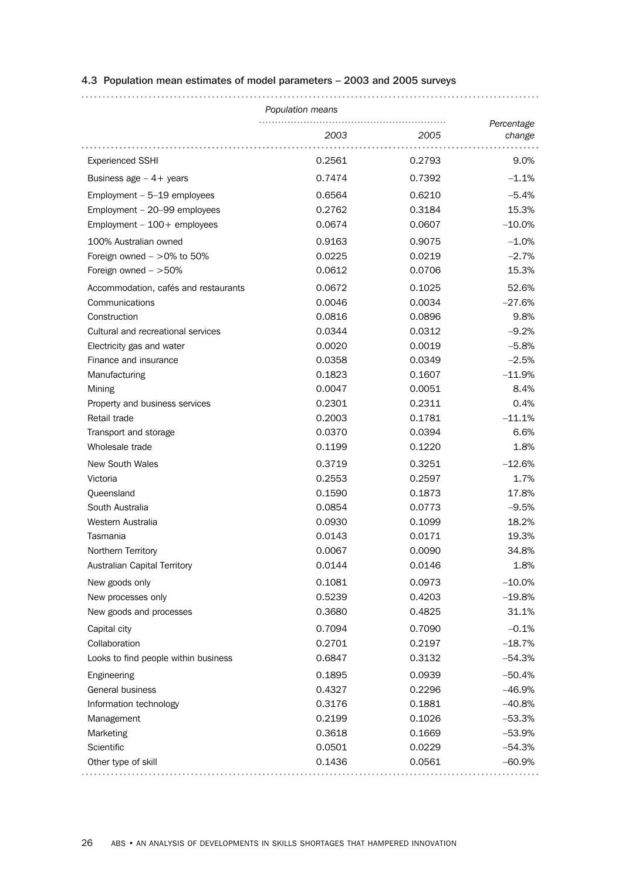### 4.3 Population mean estimates of model parameters – 2003 and 2005 surveys

| | Population means | | Percentage change |
|---|---|---|---|
| | 2003 | 2005 | |
| Experienced SSHI | 0.2561 | 0.2793 | 9.0% |
| Business age – 4+ years | 0.7474 | 0.7392 | –1.1% |
| Employment – 5–19 employees | 0.6564 | 0.6210 | –5.4% |
| Employment – 20–99 employees | 0.2762 | 0.3184 | 15.3% |
| Employment – 100+ employees | 0.0674 | 0.0607 | –10.0% |
| 100% Australian owned | 0.9163 | 0.9075 | –1.0% |
| Foreign owned – >0% to 50% | 0.0225 | 0.0219 | –2.7% |
| Foreign owned – >50% | 0.0612 | 0.0706 | 15.3% |
| Accommodation, cafés and restaurants | 0.0672 | 0.1025 | 52.6% |
| Communications | 0.0046 | 0.0034 | –27.6% |
| Construction | 0.0816 | 0.0896 | 9.8% |
| Cultural and recreational services | 0.0344 | 0.0312 | –9.2% |
| Electricity gas and water | 0.0020 | 0.0019 | –5.8% |
| Finance and insurance | 0.0358 | 0.0349 | –2.5% |
| Manufacturing | 0.1823 | 0.1607 | –11.9% |
| Mining | 0.0047 | 0.0051 | 8.4% |
| Property and business services | 0.2301 | 0.2311 | 0.4% |
| Retail trade | 0.2003 | 0.1781 | –11.1% |
| Transport and storage | 0.0370 | 0.0394 | 6.6% |
| Wholesale trade | 0.1199 | 0.1220 | 1.8% |
| New South Wales | 0.3719 | 0.3251 | –12.6% |
| Victoria | 0.2553 | 0.2597 | 1.7% |
| Queensland | 0.1590 | 0.1873 | 17.8% |
| South Australia | 0.0854 | 0.0773 | –9.5% |
| Western Australia | 0.0930 | 0.1099 | 18.2% |
| Tasmania | 0.0143 | 0.0171 | 19.3% |
| Northern Territory | 0.0067 | 0.0090 | 34.8% |
| Australian Capital Territory | 0.0144 | 0.0146 | 1.8% |
| New goods only | 0.1081 | 0.0973 | –10.0% |
| New processes only | 0.5239 | 0.4203 | –19.8% |
| New goods and processes | 0.3680 | 0.4825 | 31.1% |
| Capital city | 0.7094 | 0.7090 | –0.1% |
| Collaboration | 0.2701 | 0.2197 | –18.7% |
| Looks to find people within business | 0.6847 | 0.3132 | –54.3% |
| Engineering | 0.1895 | 0.0939 | –50.4% |
| General business | 0.4327 | 0.2296 | –46.9% |
| Information technology | 0.3176 | 0.1881 | –40.8% |
| Management | 0.2199 | 0.1026 | –53.3% |
| Marketing | 0.3618 | 0.1669 | –53.9% |
| Scientific | 0.0501 | 0.0229 | –54.3% |
| Other type of skill | 0.1436 | 0.0561 | –60.9% |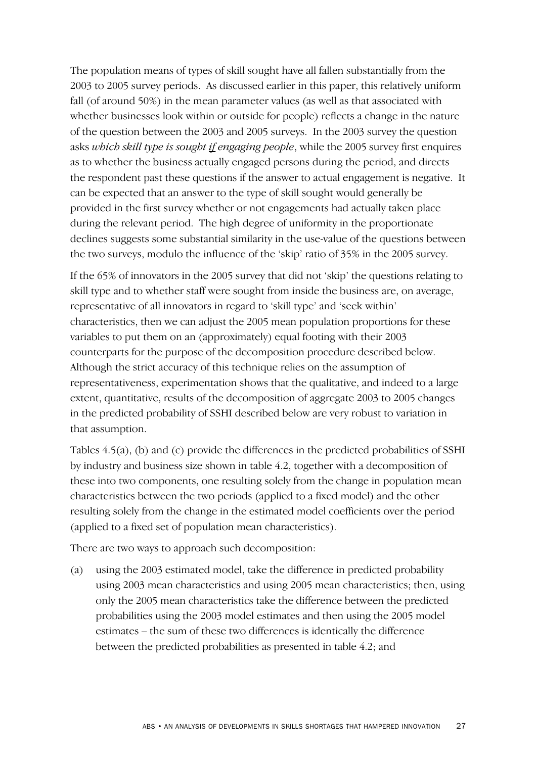The population means of types of skill sought have all fallen substantially from the 2003 to 2005 survey periods. As discussed earlier in this paper, this relatively uniform fall (of around 50%) in the mean parameter values (as well as that associated with whether businesses look within or outside for people) reflects a change in the nature of the question between the 2003 and 2005 surveys. In the 2003 survey the question asks *which skill type is sought <u>if</u> engaging people*, while the 2005 survey first enquires as to whether the business <u>actually</u> engaged persons during the period, and directs the respondent past these questions if the answer to actual engagement is negative. It can be expected that an answer to the type of skill sought would generally be provided in the first survey whether or not engagements had actually taken place during the relevant period. The high degree of uniformity in the proportionate declines suggests some substantial similarity in the use-value of the questions between the two surveys, modulo the influence of the 'skip' ratio of 35% in the 2005 survey.

If the 65% of innovators in the 2005 survey that did not 'skip' the questions relating to skill type and to whether staff were sought from inside the business are, on average, representative of all innovators in regard to 'skill type' and 'seek within' characteristics, then we can adjust the 2005 mean population proportions for these variables to put them on an (approximately) equal footing with their 2003 counterparts for the purpose of the decomposition procedure described below. Although the strict accuracy of this technique relies on the assumption of representativeness, experimentation shows that the qualitative, and indeed to a large extent, quantitative, results of the decomposition of aggregate 2003 to 2005 changes in the predicted probability of SSHI described below are very robust to variation in that assumption.

Tables 4.5(a), (b) and (c) provide the differences in the predicted probabilities of SSHI by industry and business size shown in table 4.2, together with a decomposition of these into two components, one resulting solely from the change in population mean characteristics between the two periods (applied to a fixed model) and the other resulting solely from the change in the estimated model coefficients over the period (applied to a fixed set of population mean characteristics).

There are two ways to approach such decomposition:

(a) using the 2003 estimated model, take the difference in predicted probability using 2003 mean characteristics and using 2005 mean characteristics; then, using only the 2005 mean characteristics take the difference between the predicted probabilities using the 2003 model estimates and then using the 2005 model estimates – the sum of these two differences is identically the difference between the predicted probabilities as presented in table 4.2; and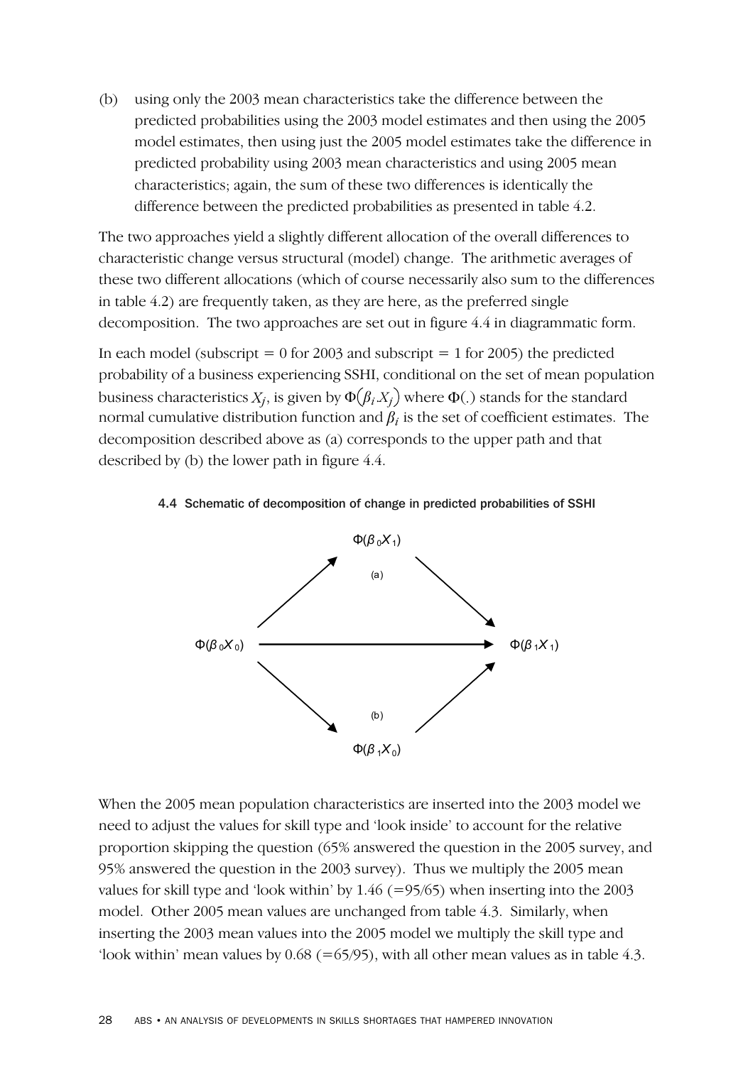(b) using only the 2003 mean characteristics take the difference between the predicted probabilities using the 2003 model estimates and then using the 2005 model estimates, then using just the 2005 model estimates take the difference in predicted probability using 2003 mean characteristics and using 2005 mean characteristics; again, the sum of these two differences is identically the difference between the predicted probabilities as presented in table 4.2.

The two approaches yield a slightly different allocation of the overall differences to characteristic change versus structural (model) change. The arithmetic averages of these two different allocations (which of course necessarily also sum to the differences in table 4.2) are frequently taken, as they are here, as the preferred single decomposition. The two approaches are set out in figure 4.4 in diagrammatic form.

In each model (subscript = 0 for 2003 and subscript = 1 for 2005) the predicted probability of a business experiencing SSHI, conditional on the set of mean population business characteristics $X_j$, is given by $\Phi(\beta_i X_j)$ where $\Phi(.)$ stands for the standard normal cumulative distribution function and $\beta_i$ is the set of coefficient estimates. The decomposition described above as (a) corresponds to the upper path and that described by (b) the lower path in figure 4.4.

**4.4 Schematic of decomposition of change in predicted probabilities of SSHI**

$$\Phi(\beta_0 X_0) \rightarrow \Phi(\beta_1 X_1)$$

(a) $\Phi(\beta_0 X_0) \rightarrow \Phi(\beta_0 X_1) \rightarrow \Phi(\beta_1 X_1)$

(b) $\Phi(\beta_0 X_0) \rightarrow \Phi(\beta_1 X_0) \rightarrow \Phi(\beta_1 X_1)$

When the 2005 mean population characteristics are inserted into the 2003 model we need to adjust the values for skill type and 'look inside' to account for the relative proportion skipping the question (65% answered the question in the 2005 survey, and 95% answered the question in the 2003 survey). Thus we multiply the 2005 mean values for skill type and 'look within' by 1.46 (=95/65) when inserting into the 2003 model. Other 2005 mean values are unchanged from table 4.3. Similarly, when inserting the 2003 mean values into the 2005 model we multiply the skill type and 'look within' mean values by 0.68 (=65/95), with all other mean values as in table 4.3.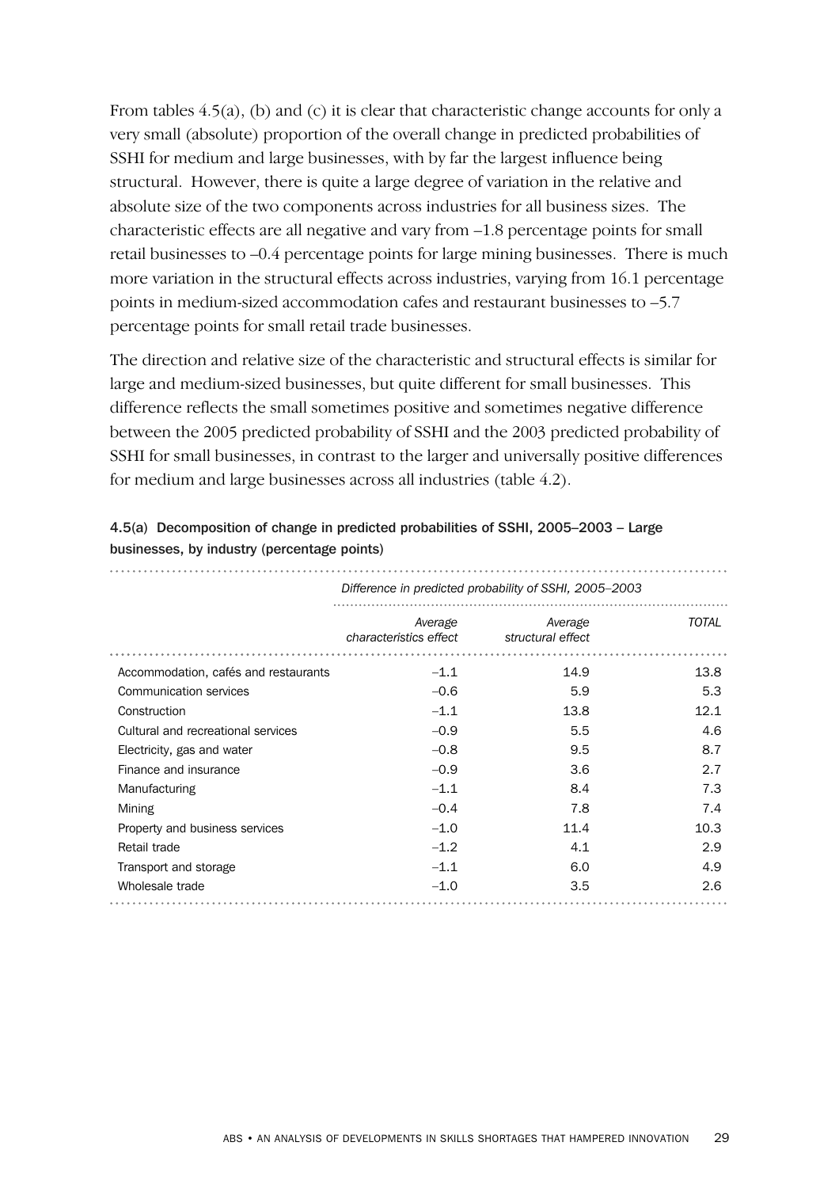From tables 4.5(a), (b) and (c) it is clear that characteristic change accounts for only a very small (absolute) proportion of the overall change in predicted probabilities of SSHI for medium and large businesses, with by far the largest influence being structural. However, there is quite a large degree of variation in the relative and absolute size of the two components across industries for all business sizes. The characteristic effects are all negative and vary from –1.8 percentage points for small retail businesses to –0.4 percentage points for large mining businesses. There is much more variation in the structural effects across industries, varying from 16.1 percentage points in medium-sized accommodation cafes and restaurant businesses to –5.7 percentage points for small retail trade businesses.

The direction and relative size of the characteristic and structural effects is similar for large and medium-sized businesses, but quite different for small businesses. This difference reflects the small sometimes positive and sometimes negative difference between the 2005 predicted probability of SSHI and the 2003 predicted probability of SSHI for small businesses, in contrast to the larger and universally positive differences for medium and large businesses across all industries (table 4.2).

**4.5(a) Decomposition of change in predicted probabilities of SSHI, 2005–2003 – Large businesses, by industry (percentage points)**

| | *Difference in predicted probability of SSHI, 2005–2003* | | |
|---|---|---|---|
| | *Average characteristics effect* | *Average structural effect* | *TOTAL* |
| Accommodation, cafés and restaurants | –1.1 | 14.9 | 13.8 |
| Communication services | –0.6 | 5.9 | 5.3 |
| Construction | –1.1 | 13.8 | 12.1 |
| Cultural and recreational services | –0.9 | 5.5 | 4.6 |
| Electricity, gas and water | –0.8 | 9.5 | 8.7 |
| Finance and insurance | –0.9 | 3.6 | 2.7 |
| Manufacturing | –1.1 | 8.4 | 7.3 |
| Mining | –0.4 | 7.8 | 7.4 |
| Property and business services | –1.0 | 11.4 | 10.3 |
| Retail trade | –1.2 | 4.1 | 2.9 |
| Transport and storage | –1.1 | 6.0 | 4.9 |
| Wholesale trade | –1.0 | 3.5 | 2.6 |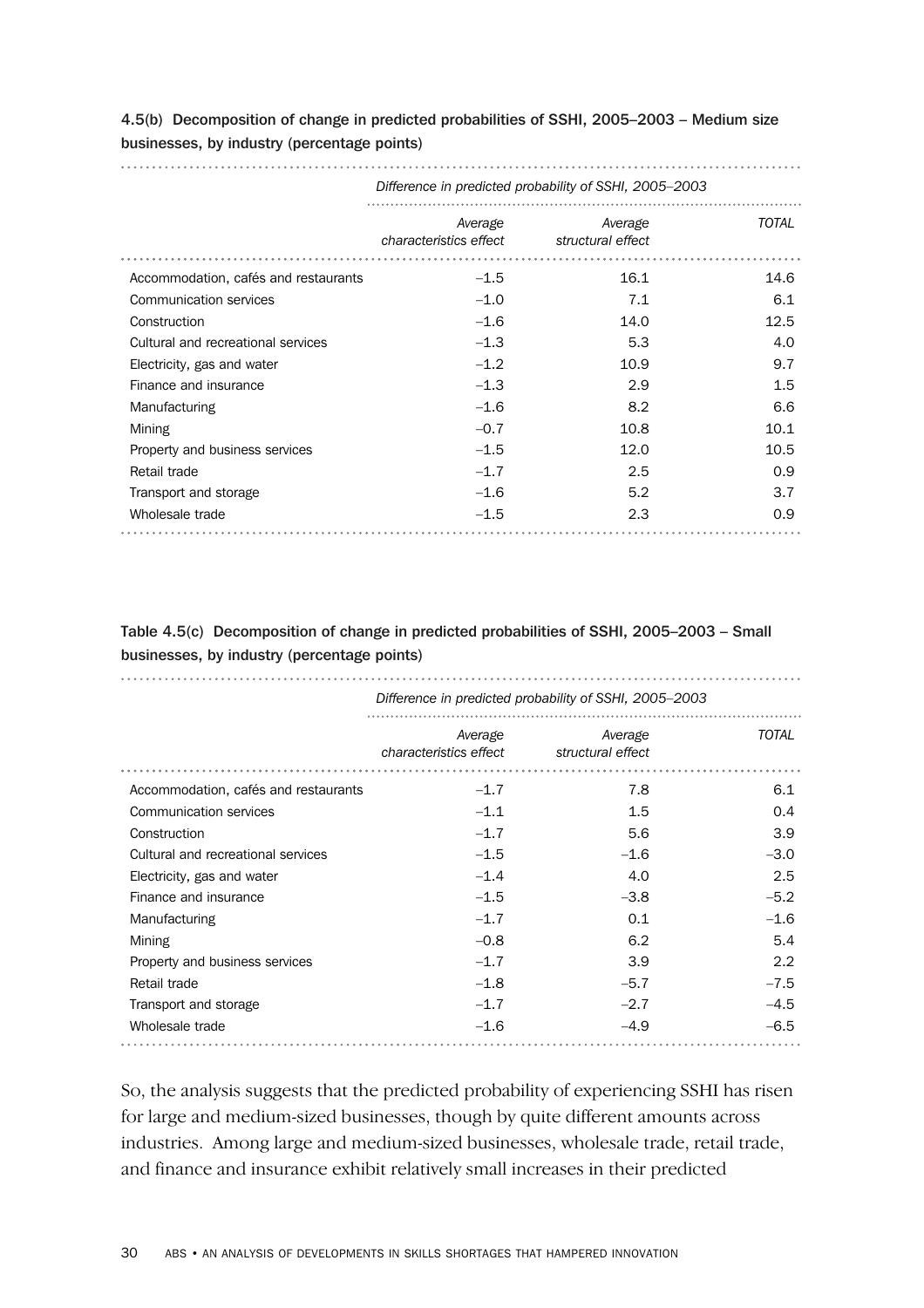4.5(b) Decomposition of change in predicted probabilities of SSHI, 2005–2003 – Medium size businesses, by industry (percentage points)

| | *Difference in predicted probability of SSHI, 2005–2003* | | |
|---|---|---|---|
| | *Average characteristics effect* | *Average structural effect* | *TOTAL* |
| Accommodation, cafés and restaurants | –1.5 | 16.1 | 14.6 |
| Communication services | –1.0 | 7.1 | 6.1 |
| Construction | –1.6 | 14.0 | 12.5 |
| Cultural and recreational services | –1.3 | 5.3 | 4.0 |
| Electricity, gas and water | –1.2 | 10.9 | 9.7 |
| Finance and insurance | –1.3 | 2.9 | 1.5 |
| Manufacturing | –1.6 | 8.2 | 6.6 |
| Mining | –0.7 | 10.8 | 10.1 |
| Property and business services | –1.5 | 12.0 | 10.5 |
| Retail trade | –1.7 | 2.5 | 0.9 |
| Transport and storage | –1.6 | 5.2 | 3.7 |
| Wholesale trade | –1.5 | 2.3 | 0.9 |

Table 4.5(c) Decomposition of change in predicted probabilities of SSHI, 2005–2003 – Small businesses, by industry (percentage points)

| | *Difference in predicted probability of SSHI, 2005–2003* | | |
|---|---|---|---|
| | *Average characteristics effect* | *Average structural effect* | *TOTAL* |
| Accommodation, cafés and restaurants | –1.7 | 7.8 | 6.1 |
| Communication services | –1.1 | 1.5 | 0.4 |
| Construction | –1.7 | 5.6 | 3.9 |
| Cultural and recreational services | –1.5 | –1.6 | –3.0 |
| Electricity, gas and water | –1.4 | 4.0 | 2.5 |
| Finance and insurance | –1.5 | –3.8 | –5.2 |
| Manufacturing | –1.7 | 0.1 | –1.6 |
| Mining | –0.8 | 6.2 | 5.4 |
| Property and business services | –1.7 | 3.9 | 2.2 |
| Retail trade | –1.8 | –5.7 | –7.5 |
| Transport and storage | –1.7 | –2.7 | –4.5 |
| Wholesale trade | –1.6 | –4.9 | –6.5 |

So, the analysis suggests that the predicted probability of experiencing SSHI has risen for large and medium-sized businesses, though by quite different amounts across industries. Among large and medium-sized businesses, wholesale trade, retail trade, and finance and insurance exhibit relatively small increases in their predicted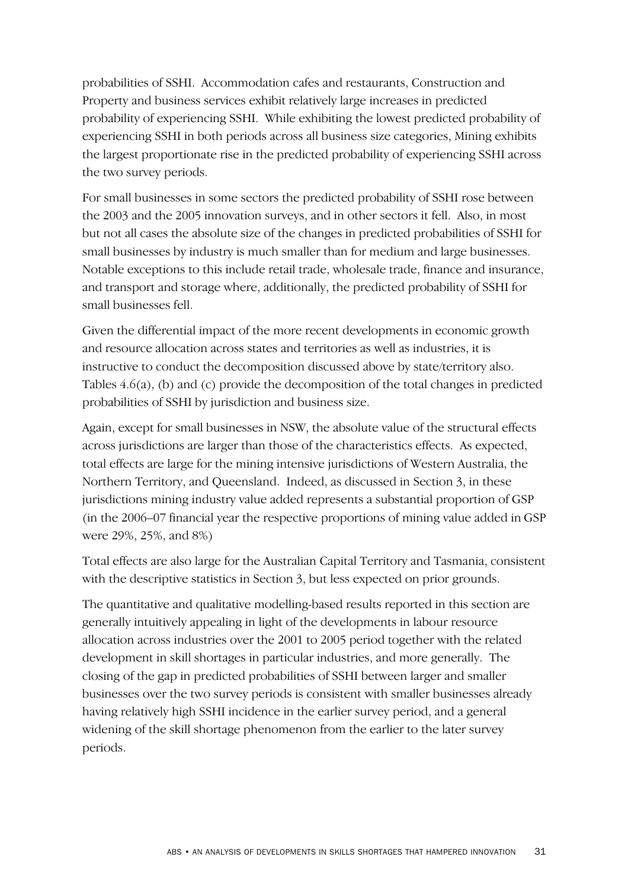probabilities of SSHI. Accommodation cafes and restaurants, Construction and Property and business services exhibit relatively large increases in predicted probability of experiencing SSHI. While exhibiting the lowest predicted probability of experiencing SSHI in both periods across all business size categories, Mining exhibits the largest proportionate rise in the predicted probability of experiencing SSHI across the two survey periods.

For small businesses in some sectors the predicted probability of SSHI rose between the 2003 and the 2005 innovation surveys, and in other sectors it fell. Also, in most but not all cases the absolute size of the changes in predicted probabilities of SSHI for small businesses by industry is much smaller than for medium and large businesses. Notable exceptions to this include retail trade, wholesale trade, finance and insurance, and transport and storage where, additionally, the predicted probability of SSHI for small businesses fell.

Given the differential impact of the more recent developments in economic growth and resource allocation across states and territories as well as industries, it is instructive to conduct the decomposition discussed above by state/territory also. Tables 4.6(a), (b) and (c) provide the decomposition of the total changes in predicted probabilities of SSHI by jurisdiction and business size.

Again, except for small businesses in NSW, the absolute value of the structural effects across jurisdictions are larger than those of the characteristics effects. As expected, total effects are large for the mining intensive jurisdictions of Western Australia, the Northern Territory, and Queensland. Indeed, as discussed in Section 3, in these jurisdictions mining industry value added represents a substantial proportion of GSP (in the 2006–07 financial year the respective proportions of mining value added in GSP were 29%, 25%, and 8%)

Total effects are also large for the Australian Capital Territory and Tasmania, consistent with the descriptive statistics in Section 3, but less expected on prior grounds.

The quantitative and qualitative modelling-based results reported in this section are generally intuitively appealing in light of the developments in labour resource allocation across industries over the 2001 to 2005 period together with the related development in skill shortages in particular industries, and more generally. The closing of the gap in predicted probabilities of SSHI between larger and smaller businesses over the two survey periods is consistent with smaller businesses already having relatively high SSHI incidence in the earlier survey period, and a general widening of the skill shortage phenomenon from the earlier to the later survey periods.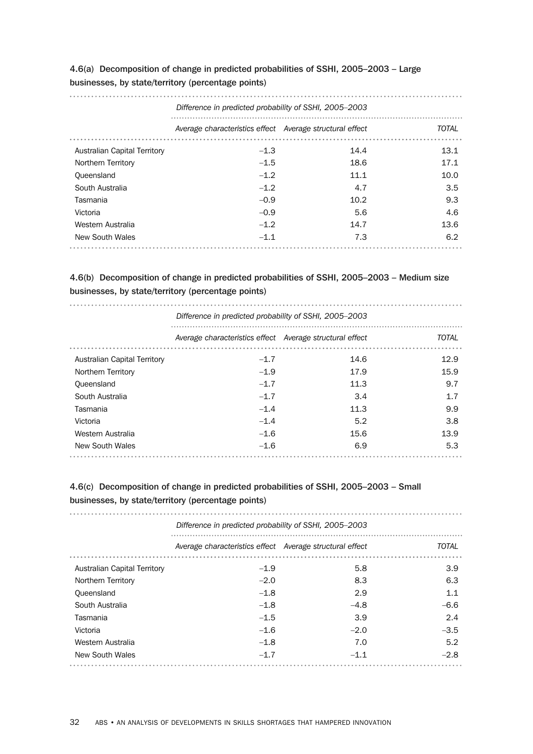### 4.6(a) Decomposition of change in predicted probabilities of SSHI, 2005–2003 – Large businesses, by state/territory (percentage points)

| | *Difference in predicted probability of SSHI, 2005–2003* | | |
|---|---|---|---|
| | *Average characteristics effect* | *Average structural effect* | *TOTAL* |
| Australian Capital Territory | –1.3 | 14.4 | 13.1 |
| Northern Territory | –1.5 | 18.6 | 17.1 |
| Queensland | –1.2 | 11.1 | 10.0 |
| South Australia | –1.2 | 4.7 | 3.5 |
| Tasmania | –0.9 | 10.2 | 9.3 |
| Victoria | –0.9 | 5.6 | 4.6 |
| Western Australia | –1.2 | 14.7 | 13.6 |
| New South Wales | –1.1 | 7.3 | 6.2 |

### 4.6(b) Decomposition of change in predicted probabilities of SSHI, 2005–2003 – Medium size businesses, by state/territory (percentage points)

| | *Difference in predicted probability of SSHI, 2005–2003* | | |
|---|---|---|---|
| | *Average characteristics effect* | *Average structural effect* | *TOTAL* |
| Australian Capital Territory | –1.7 | 14.6 | 12.9 |
| Northern Territory | –1.9 | 17.9 | 15.9 |
| Queensland | –1.7 | 11.3 | 9.7 |
| South Australia | –1.7 | 3.4 | 1.7 |
| Tasmania | –1.4 | 11.3 | 9.9 |
| Victoria | –1.4 | 5.2 | 3.8 |
| Western Australia | –1.6 | 15.6 | 13.9 |
| New South Wales | –1.6 | 6.9 | 5.3 |

### 4.6(c) Decomposition of change in predicted probabilities of SSHI, 2005–2003 – Small businesses, by state/territory (percentage points)

| | *Difference in predicted probability of SSHI, 2005–2003* | | |
|---|---|---|---|
| | *Average characteristics effect* | *Average structural effect* | *TOTAL* |
| Australian Capital Territory | –1.9 | 5.8 | 3.9 |
| Northern Territory | –2.0 | 8.3 | 6.3 |
| Queensland | –1.8 | 2.9 | 1.1 |
| South Australia | –1.8 | –4.8 | –6.6 |
| Tasmania | –1.5 | 3.9 | 2.4 |
| Victoria | –1.6 | –2.0 | –3.5 |
| Western Australia | –1.8 | 7.0 | 5.2 |
| New South Wales | –1.7 | –1.1 | –2.8 |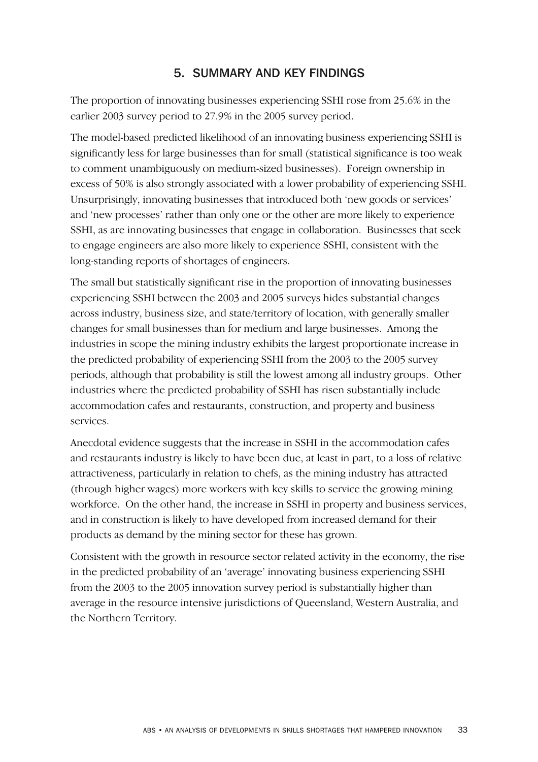# 5. SUMMARY AND KEY FINDINGS

The proportion of innovating businesses experiencing SSHI rose from 25.6% in the earlier 2003 survey period to 27.9% in the 2005 survey period.

The model-based predicted likelihood of an innovating business experiencing SSHI is significantly less for large businesses than for small (statistical significance is too weak to comment unambiguously on medium-sized businesses). Foreign ownership in excess of 50% is also strongly associated with a lower probability of experiencing SSHI. Unsurprisingly, innovating businesses that introduced both 'new goods or services' and 'new processes' rather than only one or the other are more likely to experience SSHI, as are innovating businesses that engage in collaboration. Businesses that seek to engage engineers are also more likely to experience SSHI, consistent with the long-standing reports of shortages of engineers.

The small but statistically significant rise in the proportion of innovating businesses experiencing SSHI between the 2003 and 2005 surveys hides substantial changes across industry, business size, and state/territory of location, with generally smaller changes for small businesses than for medium and large businesses. Among the industries in scope the mining industry exhibits the largest proportionate increase in the predicted probability of experiencing SSHI from the 2003 to the 2005 survey periods, although that probability is still the lowest among all industry groups. Other industries where the predicted probability of SSHI has risen substantially include accommodation cafes and restaurants, construction, and property and business services.

Anecdotal evidence suggests that the increase in SSHI in the accommodation cafes and restaurants industry is likely to have been due, at least in part, to a loss of relative attractiveness, particularly in relation to chefs, as the mining industry has attracted (through higher wages) more workers with key skills to service the growing mining workforce. On the other hand, the increase in SSHI in property and business services, and in construction is likely to have developed from increased demand for their products as demand by the mining sector for these has grown.

Consistent with the growth in resource sector related activity in the economy, the rise in the predicted probability of an 'average' innovating business experiencing SSHI from the 2003 to the 2005 innovation survey period is substantially higher than average in the resource intensive jurisdictions of Queensland, Western Australia, and the Northern Territory.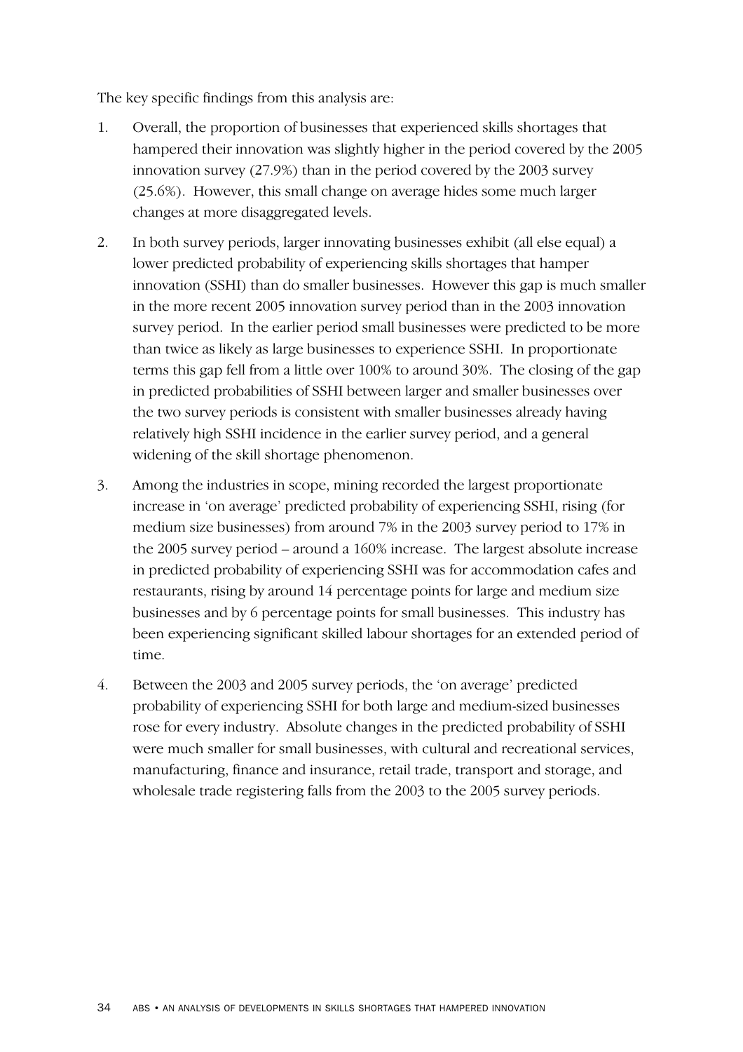The key specific findings from this analysis are:

1. Overall, the proportion of businesses that experienced skills shortages that hampered their innovation was slightly higher in the period covered by the 2005 innovation survey (27.9%) than in the period covered by the 2003 survey (25.6%). However, this small change on average hides some much larger changes at more disaggregated levels.

2. In both survey periods, larger innovating businesses exhibit (all else equal) a lower predicted probability of experiencing skills shortages that hamper innovation (SSHI) than do smaller businesses. However this gap is much smaller in the more recent 2005 innovation survey period than in the 2003 innovation survey period. In the earlier period small businesses were predicted to be more than twice as likely as large businesses to experience SSHI. In proportionate terms this gap fell from a little over 100% to around 30%. The closing of the gap in predicted probabilities of SSHI between larger and smaller businesses over the two survey periods is consistent with smaller businesses already having relatively high SSHI incidence in the earlier survey period, and a general widening of the skill shortage phenomenon.

3. Among the industries in scope, mining recorded the largest proportionate increase in 'on average' predicted probability of experiencing SSHI, rising (for medium size businesses) from around 7% in the 2003 survey period to 17% in the 2005 survey period – around a 160% increase. The largest absolute increase in predicted probability of experiencing SSHI was for accommodation cafes and restaurants, rising by around 14 percentage points for large and medium size businesses and by 6 percentage points for small businesses. This industry has been experiencing significant skilled labour shortages for an extended period of time.

4. Between the 2003 and 2005 survey periods, the 'on average' predicted probability of experiencing SSHI for both large and medium-sized businesses rose for every industry. Absolute changes in the predicted probability of SSHI were much smaller for small businesses, with cultural and recreational services, manufacturing, finance and insurance, retail trade, transport and storage, and wholesale trade registering falls from the 2003 to the 2005 survey periods.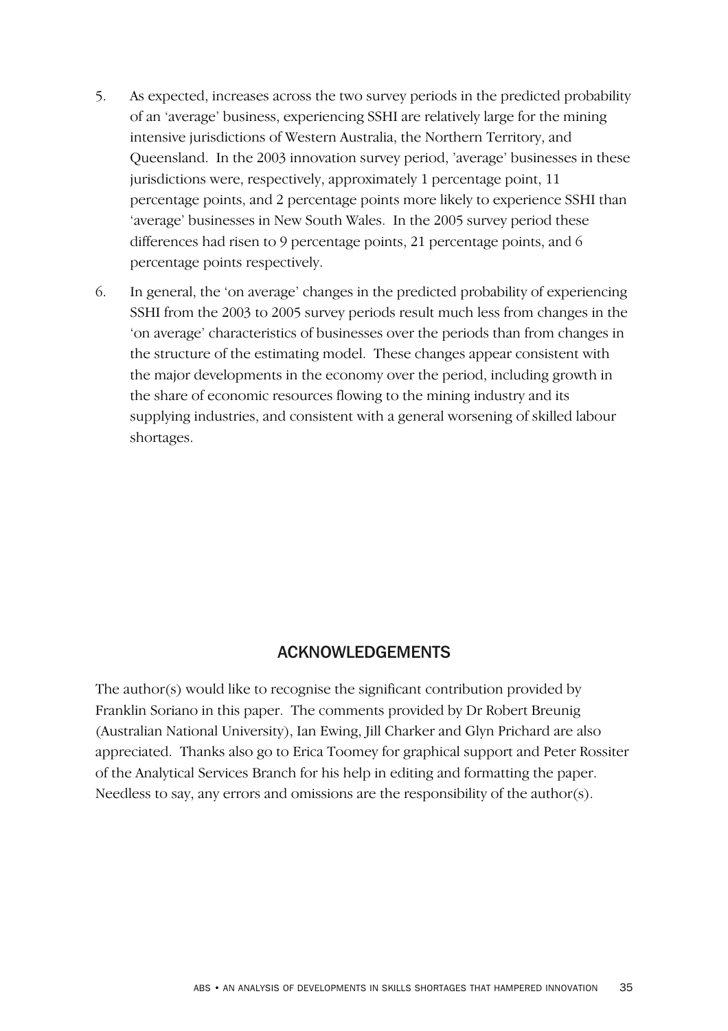5. As expected, increases across the two survey periods in the predicted probability of an 'average' business, experiencing SSHI are relatively large for the mining intensive jurisdictions of Western Australia, the Northern Territory, and Queensland. In the 2003 innovation survey period, 'average' businesses in these jurisdictions were, respectively, approximately 1 percentage point, 11 percentage points, and 2 percentage points more likely to experience SSHI than 'average' businesses in New South Wales. In the 2005 survey period these differences had risen to 9 percentage points, 21 percentage points, and 6 percentage points respectively.

6. In general, the 'on average' changes in the predicted probability of experiencing SSHI from the 2003 to 2005 survey periods result much less from changes in the 'on average' characteristics of businesses over the periods than from changes in the structure of the estimating model. These changes appear consistent with the major developments in the economy over the period, including growth in the share of economic resources flowing to the mining industry and its supplying industries, and consistent with a general worsening of skilled labour shortages.

## ACKNOWLEDGEMENTS

The author(s) would like to recognise the significant contribution provided by Franklin Soriano in this paper. The comments provided by Dr Robert Breunig (Australian National University), Ian Ewing, Jill Charker and Glyn Prichard are also appreciated. Thanks also go to Erica Toomey for graphical support and Peter Rossiter of the Analytical Services Branch for his help in editing and formatting the paper. Needless to say, any errors and omissions are the responsibility of the author(s).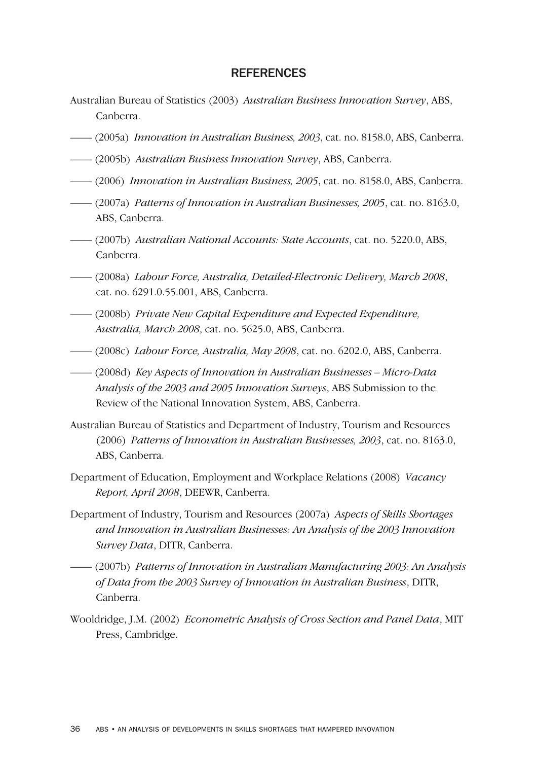# REFERENCES

Australian Bureau of Statistics (2003) *Australian Business Innovation Survey*, ABS, Canberra.

—— (2005a) *Innovation in Australian Business, 2003*, cat. no. 8158.0, ABS, Canberra.

—— (2005b) *Australian Business Innovation Survey*, ABS, Canberra.

—— (2006) *Innovation in Australian Business, 2005*, cat. no. 8158.0, ABS, Canberra.

—— (2007a) *Patterns of Innovation in Australian Businesses, 2005*, cat. no. 8163.0, ABS, Canberra.

—— (2007b) *Australian National Accounts: State Accounts*, cat. no. 5220.0, ABS, Canberra.

—— (2008a) *Labour Force, Australia, Detailed-Electronic Delivery, March 2008*, cat. no. 6291.0.55.001, ABS, Canberra.

—— (2008b) *Private New Capital Expenditure and Expected Expenditure, Australia, March 2008*, cat. no. 5625.0, ABS, Canberra.

—— (2008c) *Labour Force, Australia, May 2008*, cat. no. 6202.0, ABS, Canberra.

—— (2008d) *Key Aspects of Innovation in Australian Businesses – Micro-Data Analysis of the 2003 and 2005 Innovation Surveys*, ABS Submission to the Review of the National Innovation System, ABS, Canberra.

Australian Bureau of Statistics and Department of Industry, Tourism and Resources (2006) *Patterns of Innovation in Australian Businesses, 2003*, cat. no. 8163.0, ABS, Canberra.

Department of Education, Employment and Workplace Relations (2008) *Vacancy Report, April 2008*, DEEWR, Canberra.

Department of Industry, Tourism and Resources (2007a) *Aspects of Skills Shortages and Innovation in Australian Businesses: An Analysis of the 2003 Innovation Survey Data*, DITR, Canberra.

—— (2007b) *Patterns of Innovation in Australian Manufacturing 2003: An Analysis of Data from the 2003 Survey of Innovation in Australian Business*, DITR, Canberra.

Wooldridge, J.M. (2002) *Econometric Analysis of Cross Section and Panel Data*, MIT Press, Cambridge.